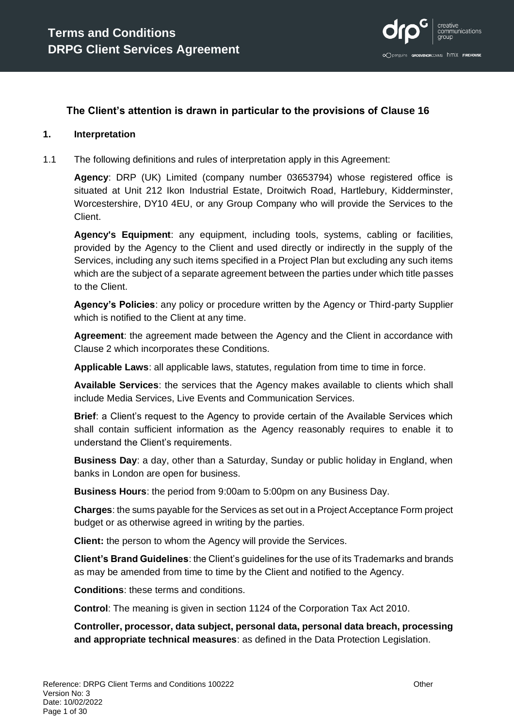# Terms and Conditions
# DRPG Client Services Agreement

**The Client's attention is drawn in particular to the provisions of Clause 16**

## 1. Interpretation

1.1 The following definitions and rules of interpretation apply in this Agreement:

**Agency**: DRP (UK) Limited (company number 03653794) whose registered office is situated at Unit 212 Ikon Industrial Estate, Droitwich Road, Hartlebury, Kidderminster, Worcestershire, DY10 4EU, or any Group Company who will provide the Services to the Client.

**Agency's Equipment**: any equipment, including tools, systems, cabling or facilities, provided by the Agency to the Client and used directly or indirectly in the supply of the Services, including any such items specified in a Project Plan but excluding any such items which are the subject of a separate agreement between the parties under which title passes to the Client.

**Agency's Policies**: any policy or procedure written by the Agency or Third-party Supplier which is notified to the Client at any time.

**Agreement**: the agreement made between the Agency and the Client in accordance with Clause 2 which incorporates these Conditions.

**Applicable Laws**: all applicable laws, statutes, regulation from time to time in force.

**Available Services**: the services that the Agency makes available to clients which shall include Media Services, Live Events and Communication Services.

**Brief**: a Client's request to the Agency to provide certain of the Available Services which shall contain sufficient information as the Agency reasonably requires to enable it to understand the Client's requirements.

**Business Day**: a day, other than a Saturday, Sunday or public holiday in England, when banks in London are open for business.

**Business Hours**: the period from 9:00am to 5:00pm on any Business Day.

**Charges**: the sums payable for the Services as set out in a Project Acceptance Form project budget or as otherwise agreed in writing by the parties.

**Client:** the person to whom the Agency will provide the Services.

**Client's Brand Guidelines**: the Client's guidelines for the use of its Trademarks and brands as may be amended from time to time by the Client and notified to the Agency.

**Conditions**: these terms and conditions.

**Control**: The meaning is given in section 1124 of the Corporation Tax Act 2010.

**Controller, processor, data subject, personal data, personal data breach, processing and appropriate technical measures**: as defined in the Data Protection Legislation.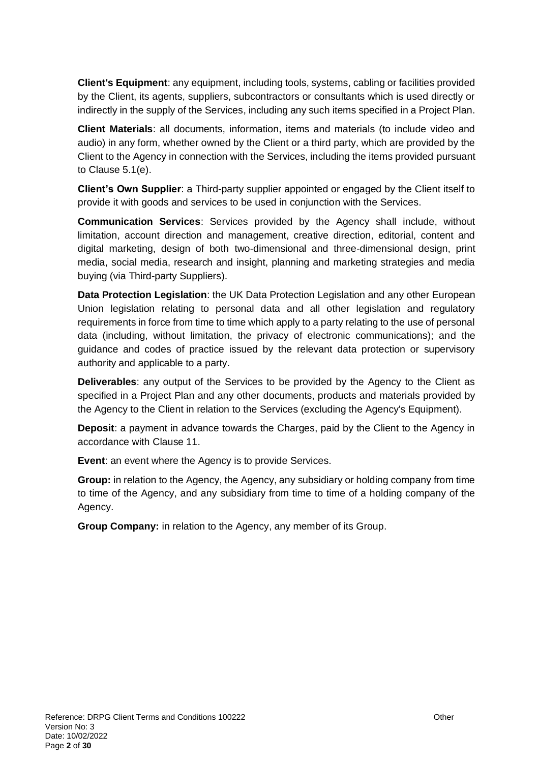**Client's Equipment**: any equipment, including tools, systems, cabling or facilities provided by the Client, its agents, suppliers, subcontractors or consultants which is used directly or indirectly in the supply of the Services, including any such items specified in a Project Plan.

**Client Materials**: all documents, information, items and materials (to include video and audio) in any form, whether owned by the Client or a third party, which are provided by the Client to the Agency in connection with the Services, including the items provided pursuant to Clause 5.1(e).

**Client's Own Supplier**: a Third-party supplier appointed or engaged by the Client itself to provide it with goods and services to be used in conjunction with the Services.

**Communication Services**: Services provided by the Agency shall include, without limitation, account direction and management, creative direction, editorial, content and digital marketing, design of both two-dimensional and three-dimensional design, print media, social media, research and insight, planning and marketing strategies and media buying (via Third-party Suppliers).

**Data Protection Legislation**: the UK Data Protection Legislation and any other European Union legislation relating to personal data and all other legislation and regulatory requirements in force from time to time which apply to a party relating to the use of personal data (including, without limitation, the privacy of electronic communications); and the guidance and codes of practice issued by the relevant data protection or supervisory authority and applicable to a party.

**Deliverables**: any output of the Services to be provided by the Agency to the Client as specified in a Project Plan and any other documents, products and materials provided by the Agency to the Client in relation to the Services (excluding the Agency's Equipment).

**Deposit**: a payment in advance towards the Charges, paid by the Client to the Agency in accordance with Clause 11.

**Event**: an event where the Agency is to provide Services.

**Group:** in relation to the Agency, the Agency, any subsidiary or holding company from time to time of the Agency, and any subsidiary from time to time of a holding company of the Agency.

**Group Company:** in relation to the Agency, any member of its Group.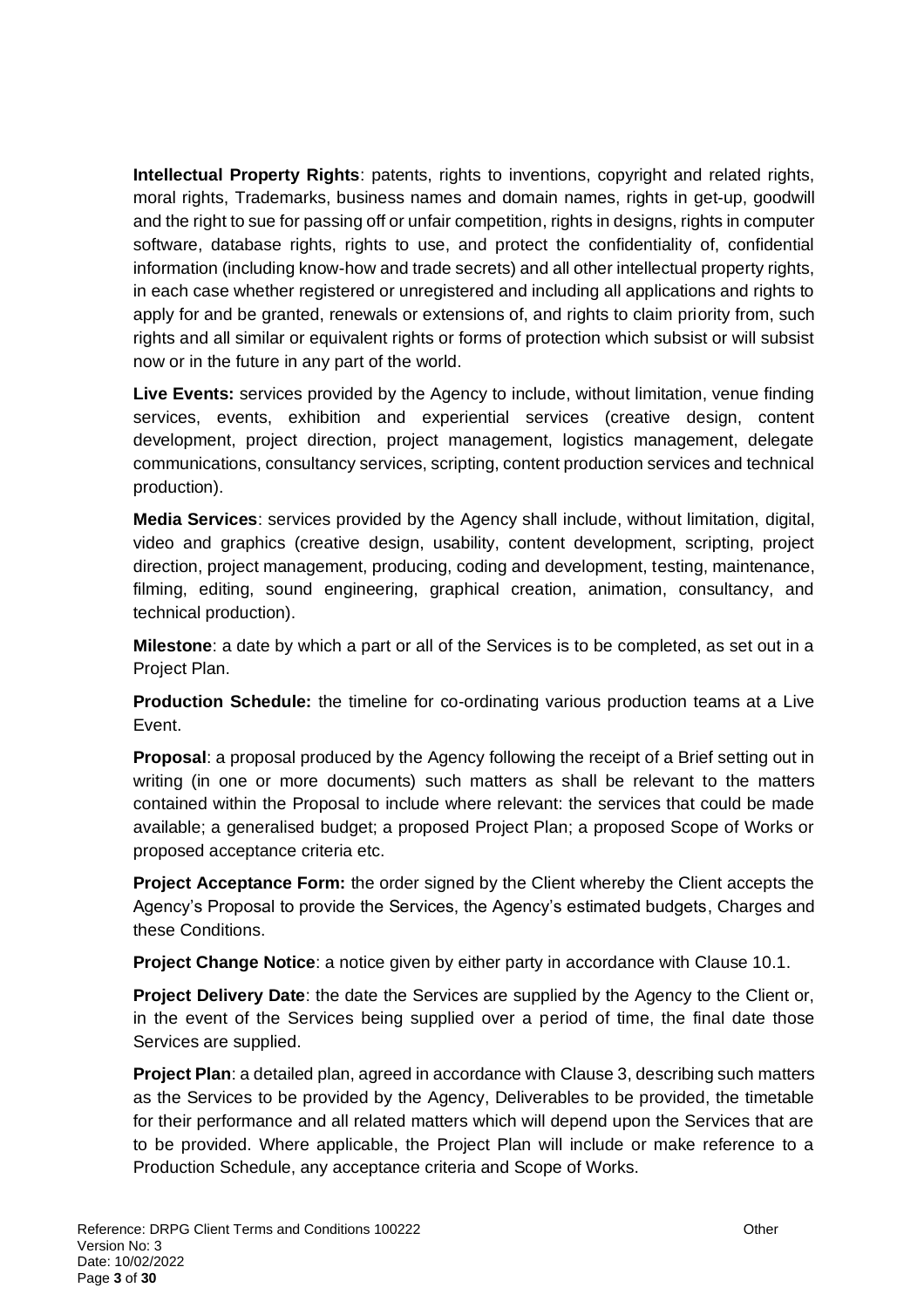**Intellectual Property Rights**: patents, rights to inventions, copyright and related rights, moral rights, Trademarks, business names and domain names, rights in get-up, goodwill and the right to sue for passing off or unfair competition, rights in designs, rights in computer software, database rights, rights to use, and protect the confidentiality of, confidential information (including know-how and trade secrets) and all other intellectual property rights, in each case whether registered or unregistered and including all applications and rights to apply for and be granted, renewals or extensions of, and rights to claim priority from, such rights and all similar or equivalent rights or forms of protection which subsist or will subsist now or in the future in any part of the world.

**Live Events:** services provided by the Agency to include, without limitation, venue finding services, events, exhibition and experiential services (creative design, content development, project direction, project management, logistics management, delegate communications, consultancy services, scripting, content production services and technical production).

**Media Services**: services provided by the Agency shall include, without limitation, digital, video and graphics (creative design, usability, content development, scripting, project direction, project management, producing, coding and development, testing, maintenance, filming, editing, sound engineering, graphical creation, animation, consultancy, and technical production).

**Milestone**: a date by which a part or all of the Services is to be completed, as set out in a Project Plan.

**Production Schedule:** the timeline for co-ordinating various production teams at a Live Event.

**Proposal**: a proposal produced by the Agency following the receipt of a Brief setting out in writing (in one or more documents) such matters as shall be relevant to the matters contained within the Proposal to include where relevant: the services that could be made available; a generalised budget; a proposed Project Plan; a proposed Scope of Works or proposed acceptance criteria etc.

**Project Acceptance Form:** the order signed by the Client whereby the Client accepts the Agency's Proposal to provide the Services, the Agency's estimated budgets, Charges and these Conditions.

**Project Change Notice**: a notice given by either party in accordance with Clause 10.1.

**Project Delivery Date**: the date the Services are supplied by the Agency to the Client or, in the event of the Services being supplied over a period of time, the final date those Services are supplied.

**Project Plan**: a detailed plan, agreed in accordance with Clause 3, describing such matters as the Services to be provided by the Agency, Deliverables to be provided, the timetable for their performance and all related matters which will depend upon the Services that are to be provided. Where applicable, the Project Plan will include or make reference to a Production Schedule, any acceptance criteria and Scope of Works.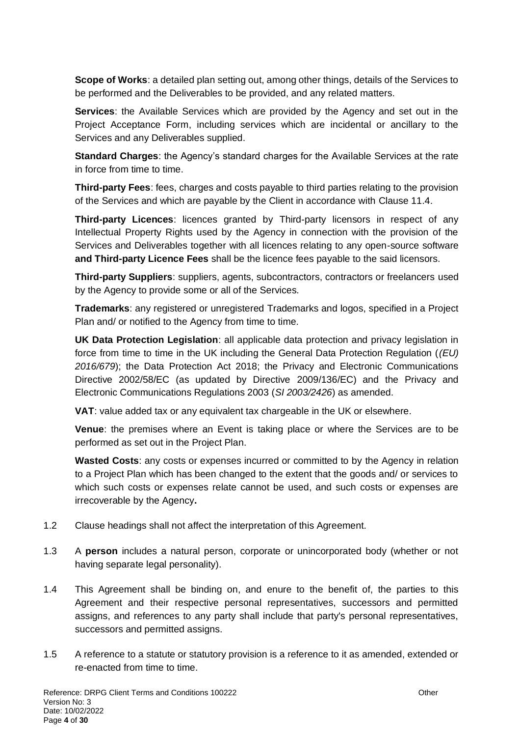**Scope of Works**: a detailed plan setting out, among other things, details of the Services to be performed and the Deliverables to be provided, and any related matters.

**Services**: the Available Services which are provided by the Agency and set out in the Project Acceptance Form, including services which are incidental or ancillary to the Services and any Deliverables supplied.

**Standard Charges**: the Agency's standard charges for the Available Services at the rate in force from time to time.

**Third-party Fees**: fees, charges and costs payable to third parties relating to the provision of the Services and which are payable by the Client in accordance with Clause 11.4.

**Third-party Licences**: licences granted by Third-party licensors in respect of any Intellectual Property Rights used by the Agency in connection with the provision of the Services and Deliverables together with all licences relating to any open-source software **and Third-party Licence Fees** shall be the licence fees payable to the said licensors.

**Third-party Suppliers**: suppliers, agents, subcontractors, contractors or freelancers used by the Agency to provide some or all of the Services.

**Trademarks**: any registered or unregistered Trademarks and logos, specified in a Project Plan and/ or notified to the Agency from time to time.

**UK Data Protection Legislation**: all applicable data protection and privacy legislation in force from time to time in the UK including the General Data Protection Regulation (*(EU) 2016/679*); the Data Protection Act 2018; the Privacy and Electronic Communications Directive 2002/58/EC (as updated by Directive 2009/136/EC) and the Privacy and Electronic Communications Regulations 2003 (*SI 2003/2426*) as amended.

**VAT**: value added tax or any equivalent tax chargeable in the UK or elsewhere.

**Venue**: the premises where an Event is taking place or where the Services are to be performed as set out in the Project Plan.

**Wasted Costs**: any costs or expenses incurred or committed to by the Agency in relation to a Project Plan which has been changed to the extent that the goods and/ or services to which such costs or expenses relate cannot be used, and such costs or expenses are irrecoverable by the Agency**.**

1.2 Clause headings shall not affect the interpretation of this Agreement.

1.3 A **person** includes a natural person, corporate or unincorporated body (whether or not having separate legal personality).

1.4 This Agreement shall be binding on, and enure to the benefit of, the parties to this Agreement and their respective personal representatives, successors and permitted assigns, and references to any party shall include that party's personal representatives, successors and permitted assigns.

1.5 A reference to a statute or statutory provision is a reference to it as amended, extended or re-enacted from time to time.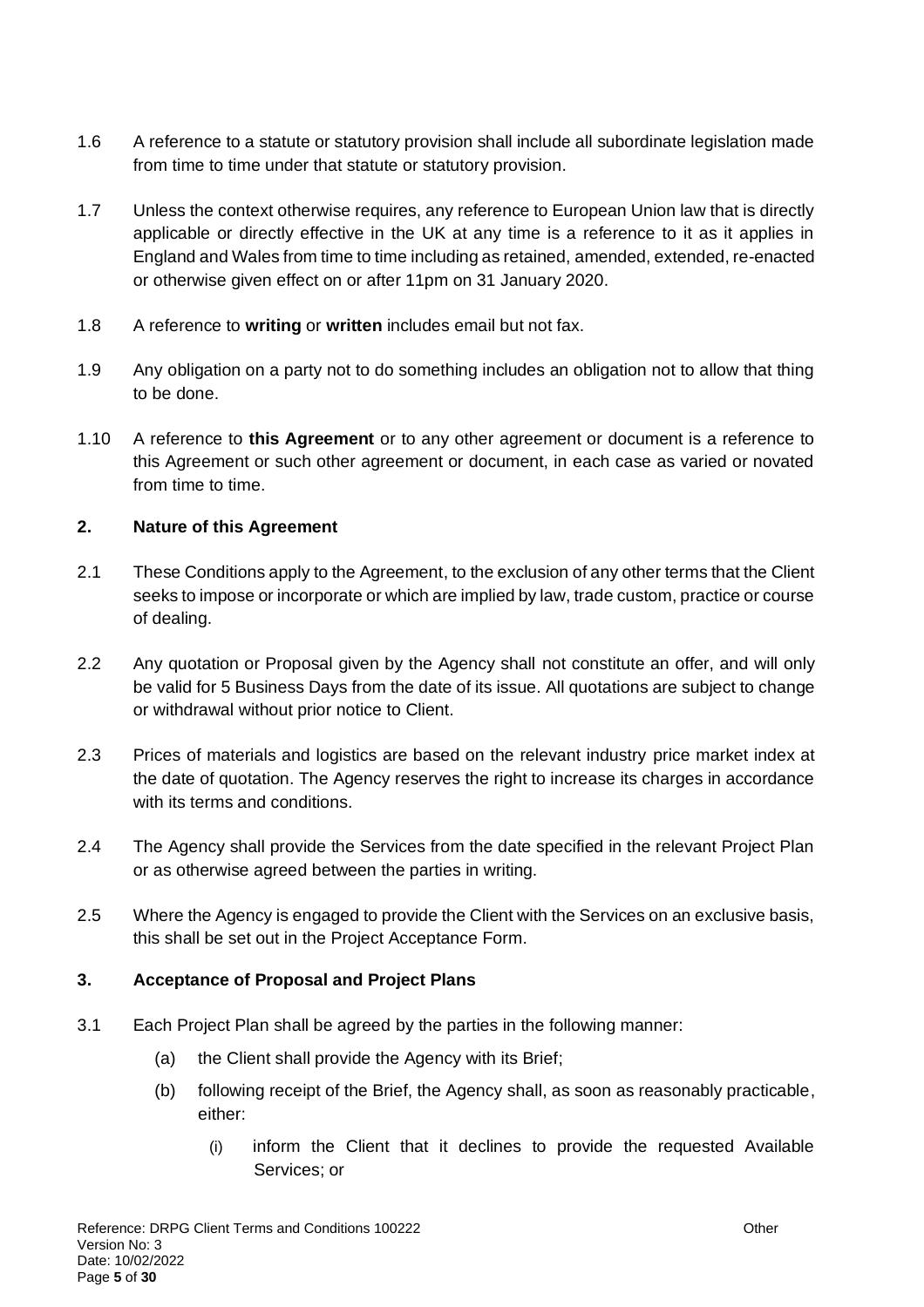1.6 A reference to a statute or statutory provision shall include all subordinate legislation made from time to time under that statute or statutory provision.

1.7 Unless the context otherwise requires, any reference to European Union law that is directly applicable or directly effective in the UK at any time is a reference to it as it applies in England and Wales from time to time including as retained, amended, extended, re-enacted or otherwise given effect on or after 11pm on 31 January 2020.

1.8 A reference to **writing** or **written** includes email but not fax.

1.9 Any obligation on a party not to do something includes an obligation not to allow that thing to be done.

1.10 A reference to **this Agreement** or to any other agreement or document is a reference to this Agreement or such other agreement or document, in each case as varied or novated from time to time.

## 2. Nature of this Agreement

2.1 These Conditions apply to the Agreement, to the exclusion of any other terms that the Client seeks to impose or incorporate or which are implied by law, trade custom, practice or course of dealing.

2.2 Any quotation or Proposal given by the Agency shall not constitute an offer, and will only be valid for 5 Business Days from the date of its issue. All quotations are subject to change or withdrawal without prior notice to Client.

2.3 Prices of materials and logistics are based on the relevant industry price market index at the date of quotation. The Agency reserves the right to increase its charges in accordance with its terms and conditions.

2.4 The Agency shall provide the Services from the date specified in the relevant Project Plan or as otherwise agreed between the parties in writing.

2.5 Where the Agency is engaged to provide the Client with the Services on an exclusive basis, this shall be set out in the Project Acceptance Form.

## 3. Acceptance of Proposal and Project Plans

3.1 Each Project Plan shall be agreed by the parties in the following manner:

(a) the Client shall provide the Agency with its Brief;

(b) following receipt of the Brief, the Agency shall, as soon as reasonably practicable, either:

(i) inform the Client that it declines to provide the requested Available Services; or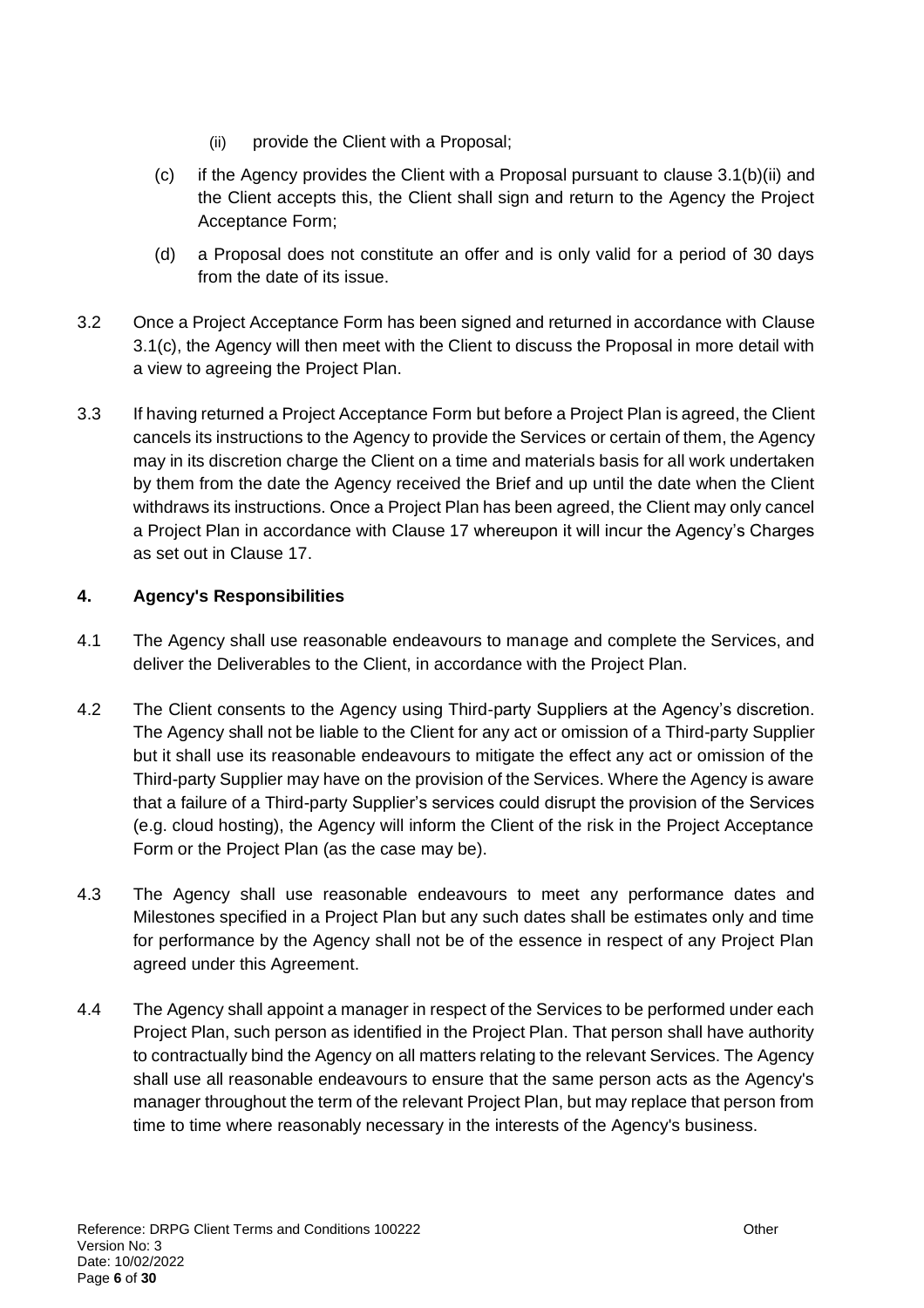(ii) provide the Client with a Proposal;

(c) if the Agency provides the Client with a Proposal pursuant to clause 3.1(b)(ii) and the Client accepts this, the Client shall sign and return to the Agency the Project Acceptance Form;

(d) a Proposal does not constitute an offer and is only valid for a period of 30 days from the date of its issue.

3.2 Once a Project Acceptance Form has been signed and returned in accordance with Clause 3.1(c), the Agency will then meet with the Client to discuss the Proposal in more detail with a view to agreeing the Project Plan.

3.3 If having returned a Project Acceptance Form but before a Project Plan is agreed, the Client cancels its instructions to the Agency to provide the Services or certain of them, the Agency may in its discretion charge the Client on a time and materials basis for all work undertaken by them from the date the Agency received the Brief and up until the date when the Client withdraws its instructions. Once a Project Plan has been agreed, the Client may only cancel a Project Plan in accordance with Clause 17 whereupon it will incur the Agency's Charges as set out in Clause 17.

## 4. Agency's Responsibilities

4.1 The Agency shall use reasonable endeavours to manage and complete the Services, and deliver the Deliverables to the Client, in accordance with the Project Plan.

4.2 The Client consents to the Agency using Third-party Suppliers at the Agency's discretion. The Agency shall not be liable to the Client for any act or omission of a Third-party Supplier but it shall use its reasonable endeavours to mitigate the effect any act or omission of the Third-party Supplier may have on the provision of the Services. Where the Agency is aware that a failure of a Third-party Supplier's services could disrupt the provision of the Services (e.g. cloud hosting), the Agency will inform the Client of the risk in the Project Acceptance Form or the Project Plan (as the case may be).

4.3 The Agency shall use reasonable endeavours to meet any performance dates and Milestones specified in a Project Plan but any such dates shall be estimates only and time for performance by the Agency shall not be of the essence in respect of any Project Plan agreed under this Agreement.

4.4 The Agency shall appoint a manager in respect of the Services to be performed under each Project Plan, such person as identified in the Project Plan. That person shall have authority to contractually bind the Agency on all matters relating to the relevant Services. The Agency shall use all reasonable endeavours to ensure that the same person acts as the Agency's manager throughout the term of the relevant Project Plan, but may replace that person from time to time where reasonably necessary in the interests of the Agency's business.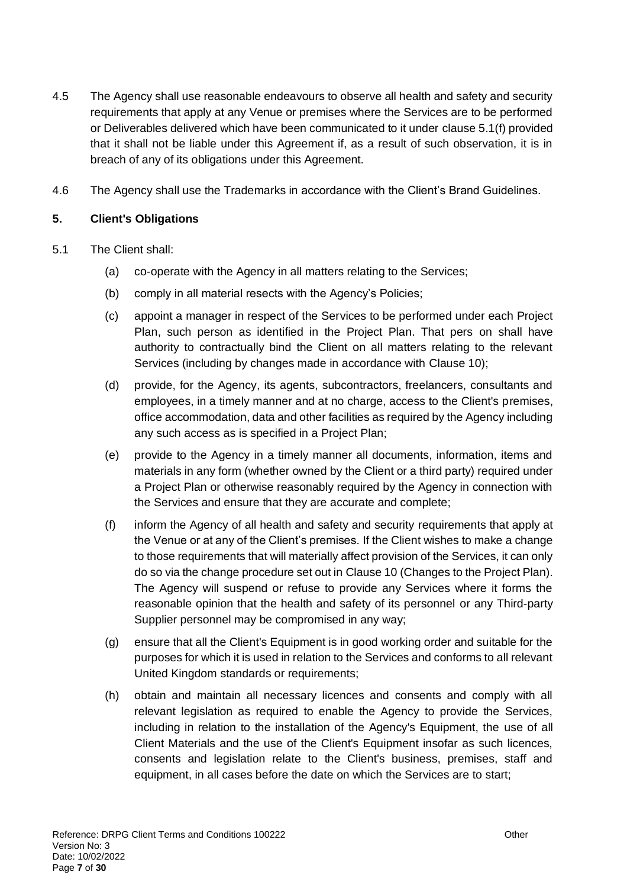4.5 The Agency shall use reasonable endeavours to observe all health and safety and security requirements that apply at any Venue or premises where the Services are to be performed or Deliverables delivered which have been communicated to it under clause 5.1(f) provided that it shall not be liable under this Agreement if, as a result of such observation, it is in breach of any of its obligations under this Agreement.

4.6 The Agency shall use the Trademarks in accordance with the Client's Brand Guidelines.

## 5. Client's Obligations

5.1 The Client shall:

(a) co-operate with the Agency in all matters relating to the Services;

(b) comply in all material resects with the Agency's Policies;

(c) appoint a manager in respect of the Services to be performed under each Project Plan, such person as identified in the Project Plan. That pers on shall have authority to contractually bind the Client on all matters relating to the relevant Services (including by changes made in accordance with Clause 10);

(d) provide, for the Agency, its agents, subcontractors, freelancers, consultants and employees, in a timely manner and at no charge, access to the Client's premises, office accommodation, data and other facilities as required by the Agency including any such access as is specified in a Project Plan;

(e) provide to the Agency in a timely manner all documents, information, items and materials in any form (whether owned by the Client or a third party) required under a Project Plan or otherwise reasonably required by the Agency in connection with the Services and ensure that they are accurate and complete;

(f) inform the Agency of all health and safety and security requirements that apply at the Venue or at any of the Client's premises. If the Client wishes to make a change to those requirements that will materially affect provision of the Services, it can only do so via the change procedure set out in Clause 10 (Changes to the Project Plan). The Agency will suspend or refuse to provide any Services where it forms the reasonable opinion that the health and safety of its personnel or any Third-party Supplier personnel may be compromised in any way;

(g) ensure that all the Client's Equipment is in good working order and suitable for the purposes for which it is used in relation to the Services and conforms to all relevant United Kingdom standards or requirements;

(h) obtain and maintain all necessary licences and consents and comply with all relevant legislation as required to enable the Agency to provide the Services, including in relation to the installation of the Agency's Equipment, the use of all Client Materials and the use of the Client's Equipment insofar as such licences, consents and legislation relate to the Client's business, premises, staff and equipment, in all cases before the date on which the Services are to start;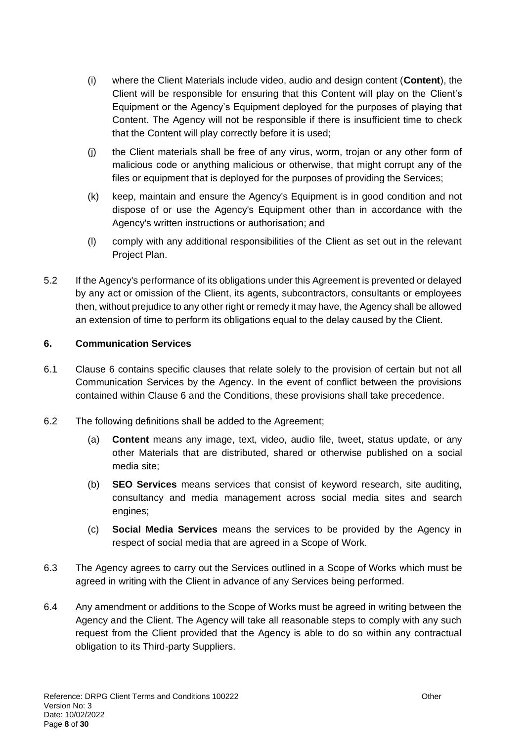(i) where the Client Materials include video, audio and design content (**Content**), the Client will be responsible for ensuring that this Content will play on the Client's Equipment or the Agency's Equipment deployed for the purposes of playing that Content. The Agency will not be responsible if there is insufficient time to check that the Content will play correctly before it is used;

(j) the Client materials shall be free of any virus, worm, trojan or any other form of malicious code or anything malicious or otherwise, that might corrupt any of the files or equipment that is deployed for the purposes of providing the Services;

(k) keep, maintain and ensure the Agency's Equipment is in good condition and not dispose of or use the Agency's Equipment other than in accordance with the Agency's written instructions or authorisation; and

(l) comply with any additional responsibilities of the Client as set out in the relevant Project Plan.

5.2 If the Agency's performance of its obligations under this Agreement is prevented or delayed by any act or omission of the Client, its agents, subcontractors, consultants or employees then, without prejudice to any other right or remedy it may have, the Agency shall be allowed an extension of time to perform its obligations equal to the delay caused by the Client.

## 6. Communication Services

6.1 Clause 6 contains specific clauses that relate solely to the provision of certain but not all Communication Services by the Agency. In the event of conflict between the provisions contained within Clause 6 and the Conditions, these provisions shall take precedence.

6.2 The following definitions shall be added to the Agreement;

(a) **Content** means any image, text, video, audio file, tweet, status update, or any other Materials that are distributed, shared or otherwise published on a social media site;

(b) **SEO Services** means services that consist of keyword research, site auditing, consultancy and media management across social media sites and search engines;

(c) **Social Media Services** means the services to be provided by the Agency in respect of social media that are agreed in a Scope of Work.

6.3 The Agency agrees to carry out the Services outlined in a Scope of Works which must be agreed in writing with the Client in advance of any Services being performed.

6.4 Any amendment or additions to the Scope of Works must be agreed in writing between the Agency and the Client. The Agency will take all reasonable steps to comply with any such request from the Client provided that the Agency is able to do so within any contractual obligation to its Third-party Suppliers.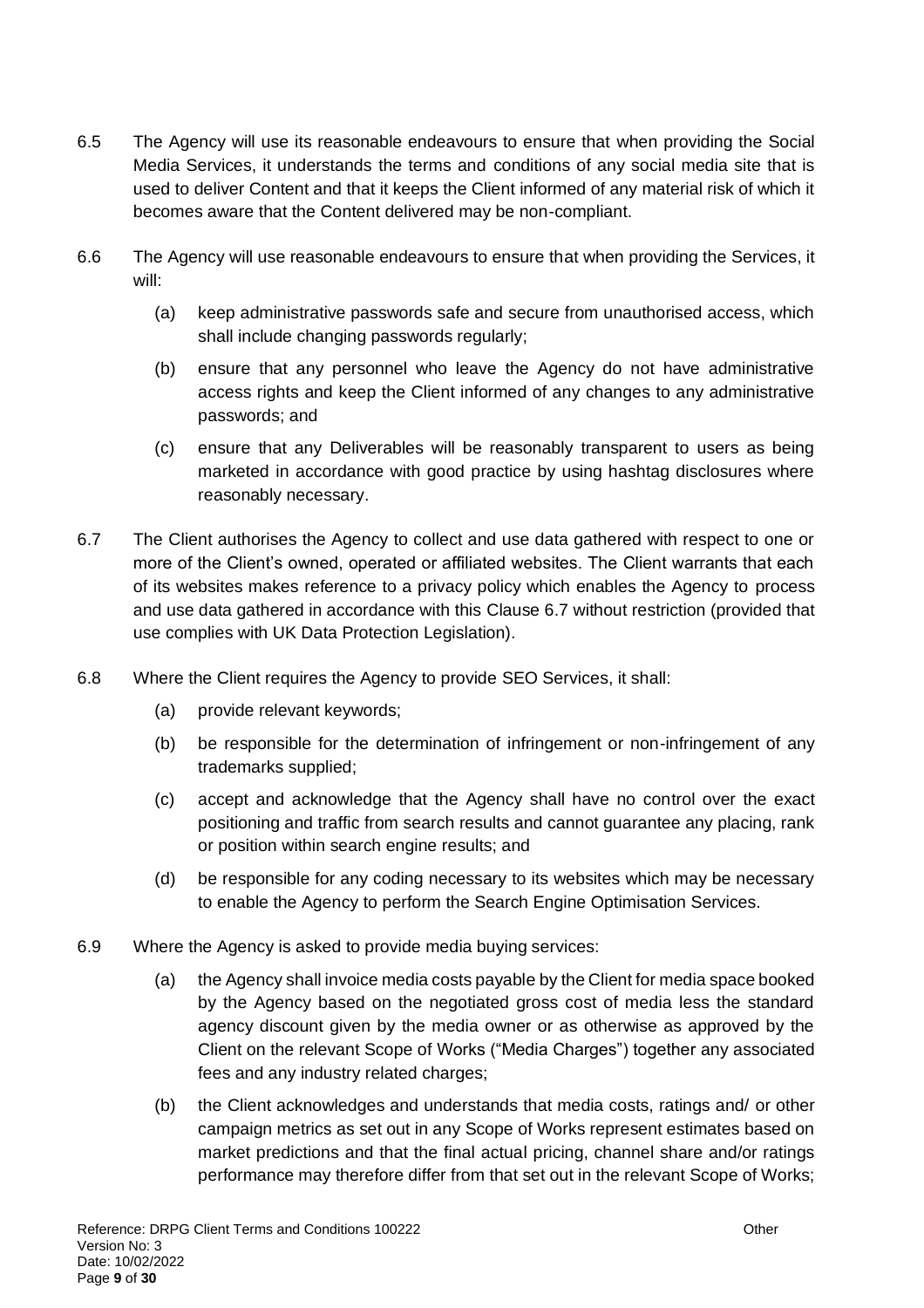6.5 The Agency will use its reasonable endeavours to ensure that when providing the Social Media Services, it understands the terms and conditions of any social media site that is used to deliver Content and that it keeps the Client informed of any material risk of which it becomes aware that the Content delivered may be non-compliant.

6.6 The Agency will use reasonable endeavours to ensure that when providing the Services, it will:

  (a) keep administrative passwords safe and secure from unauthorised access, which shall include changing passwords regularly;

  (b) ensure that any personnel who leave the Agency do not have administrative access rights and keep the Client informed of any changes to any administrative passwords; and

  (c) ensure that any Deliverables will be reasonably transparent to users as being marketed in accordance with good practice by using hashtag disclosures where reasonably necessary.

6.7 The Client authorises the Agency to collect and use data gathered with respect to one or more of the Client's owned, operated or affiliated websites. The Client warrants that each of its websites makes reference to a privacy policy which enables the Agency to process and use data gathered in accordance with this Clause 6.7 without restriction (provided that use complies with UK Data Protection Legislation).

6.8 Where the Client requires the Agency to provide SEO Services, it shall:

  (a) provide relevant keywords;

  (b) be responsible for the determination of infringement or non-infringement of any trademarks supplied;

  (c) accept and acknowledge that the Agency shall have no control over the exact positioning and traffic from search results and cannot guarantee any placing, rank or position within search engine results; and

  (d) be responsible for any coding necessary to its websites which may be necessary to enable the Agency to perform the Search Engine Optimisation Services.

6.9 Where the Agency is asked to provide media buying services:

  (a) the Agency shall invoice media costs payable by the Client for media space booked by the Agency based on the negotiated gross cost of media less the standard agency discount given by the media owner or as otherwise as approved by the Client on the relevant Scope of Works ("Media Charges") together any associated fees and any industry related charges;

  (b) the Client acknowledges and understands that media costs, ratings and/ or other campaign metrics as set out in any Scope of Works represent estimates based on market predictions and that the final actual pricing, channel share and/or ratings performance may therefore differ from that set out in the relevant Scope of Works;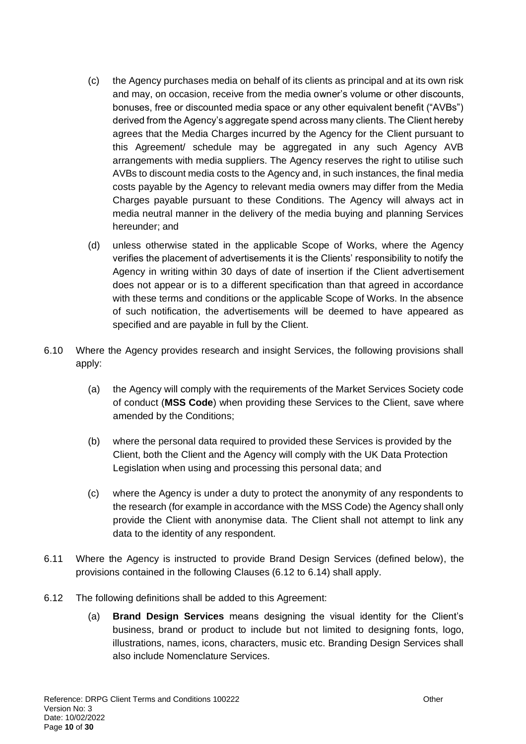(c) the Agency purchases media on behalf of its clients as principal and at its own risk and may, on occasion, receive from the media owner's volume or other discounts, bonuses, free or discounted media space or any other equivalent benefit ("AVBs") derived from the Agency's aggregate spend across many clients. The Client hereby agrees that the Media Charges incurred by the Agency for the Client pursuant to this Agreement/ schedule may be aggregated in any such Agency AVB arrangements with media suppliers. The Agency reserves the right to utilise such AVBs to discount media costs to the Agency and, in such instances, the final media costs payable by the Agency to relevant media owners may differ from the Media Charges payable pursuant to these Conditions. The Agency will always act in media neutral manner in the delivery of the media buying and planning Services hereunder; and

(d) unless otherwise stated in the applicable Scope of Works, where the Agency verifies the placement of advertisements it is the Clients' responsibility to notify the Agency in writing within 30 days of date of insertion if the Client advertisement does not appear or is to a different specification than that agreed in accordance with these terms and conditions or the applicable Scope of Works. In the absence of such notification, the advertisements will be deemed to have appeared as specified and are payable in full by the Client.

6.10 Where the Agency provides research and insight Services, the following provisions shall apply:

(a) the Agency will comply with the requirements of the Market Services Society code of conduct (**MSS Code**) when providing these Services to the Client, save where amended by the Conditions;

(b) where the personal data required to provided these Services is provided by the Client, both the Client and the Agency will comply with the UK Data Protection Legislation when using and processing this personal data; and

(c) where the Agency is under a duty to protect the anonymity of any respondents to the research (for example in accordance with the MSS Code) the Agency shall only provide the Client with anonymise data. The Client shall not attempt to link any data to the identity of any respondent.

6.11 Where the Agency is instructed to provide Brand Design Services (defined below), the provisions contained in the following Clauses (6.12 to 6.14) shall apply.

6.12 The following definitions shall be added to this Agreement:

(a) **Brand Design Services** means designing the visual identity for the Client's business, brand or product to include but not limited to designing fonts, logo, illustrations, names, icons, characters, music etc. Branding Design Services shall also include Nomenclature Services.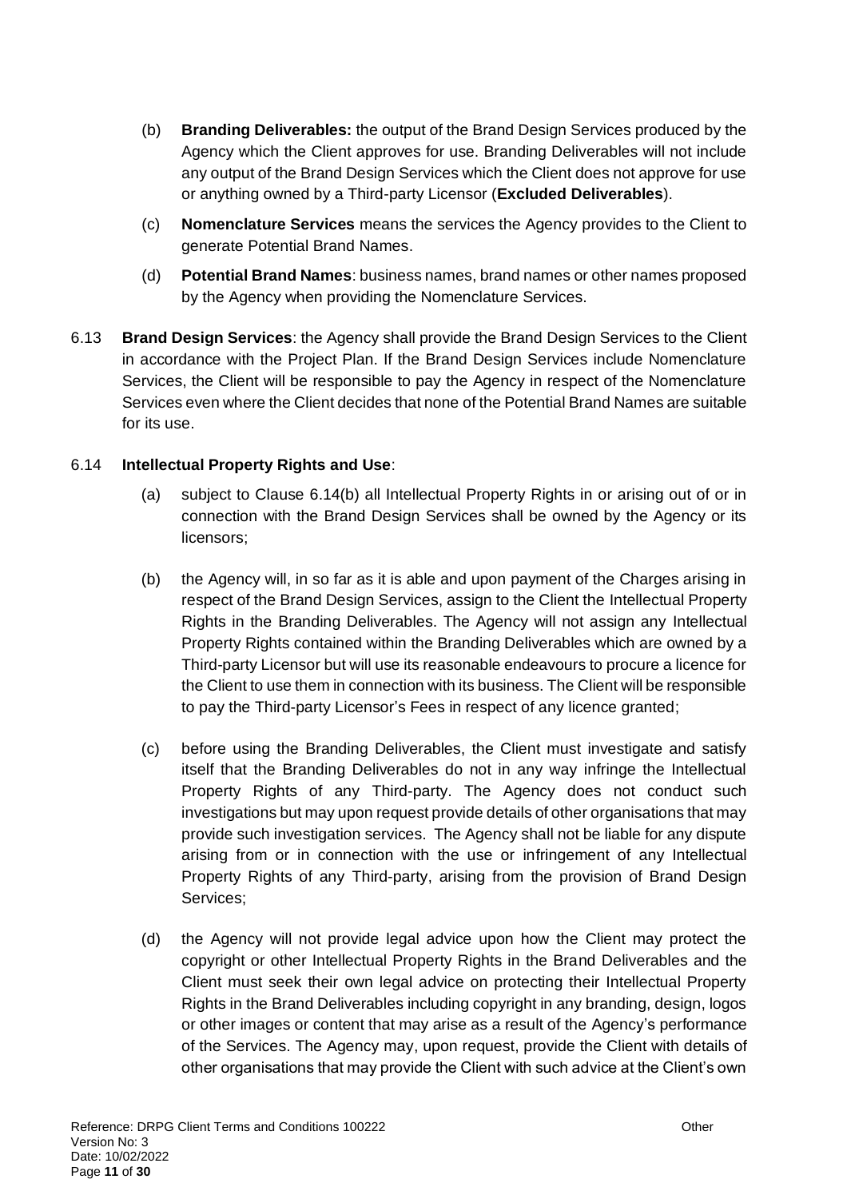(b) **Branding Deliverables:** the output of the Brand Design Services produced by the Agency which the Client approves for use. Branding Deliverables will not include any output of the Brand Design Services which the Client does not approve for use or anything owned by a Third-party Licensor (**Excluded Deliverables**).

(c) **Nomenclature Services** means the services the Agency provides to the Client to generate Potential Brand Names.

(d) **Potential Brand Names**: business names, brand names or other names proposed by the Agency when providing the Nomenclature Services.

6.13 **Brand Design Services**: the Agency shall provide the Brand Design Services to the Client in accordance with the Project Plan. If the Brand Design Services include Nomenclature Services, the Client will be responsible to pay the Agency in respect of the Nomenclature Services even where the Client decides that none of the Potential Brand Names are suitable for its use.

6.14 **Intellectual Property Rights and Use**:

(a) subject to Clause 6.14(b) all Intellectual Property Rights in or arising out of or in connection with the Brand Design Services shall be owned by the Agency or its licensors;

(b) the Agency will, in so far as it is able and upon payment of the Charges arising in respect of the Brand Design Services, assign to the Client the Intellectual Property Rights in the Branding Deliverables. The Agency will not assign any Intellectual Property Rights contained within the Branding Deliverables which are owned by a Third-party Licensor but will use its reasonable endeavours to procure a licence for the Client to use them in connection with its business. The Client will be responsible to pay the Third-party Licensor's Fees in respect of any licence granted;

(c) before using the Branding Deliverables, the Client must investigate and satisfy itself that the Branding Deliverables do not in any way infringe the Intellectual Property Rights of any Third-party. The Agency does not conduct such investigations but may upon request provide details of other organisations that may provide such investigation services. The Agency shall not be liable for any dispute arising from or in connection with the use or infringement of any Intellectual Property Rights of any Third-party, arising from the provision of Brand Design Services;

(d) the Agency will not provide legal advice upon how the Client may protect the copyright or other Intellectual Property Rights in the Brand Deliverables and the Client must seek their own legal advice on protecting their Intellectual Property Rights in the Brand Deliverables including copyright in any branding, design, logos or other images or content that may arise as a result of the Agency's performance of the Services. The Agency may, upon request, provide the Client with details of other organisations that may provide the Client with such advice at the Client's own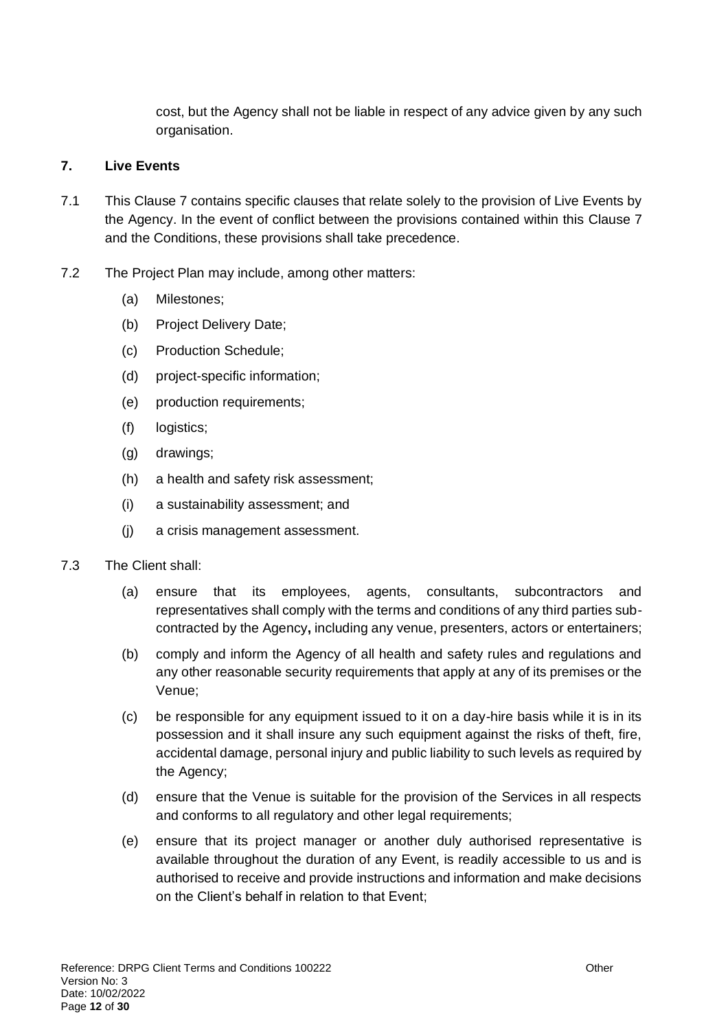cost, but the Agency shall not be liable in respect of any advice given by any such organisation.

## 7. Live Events

7.1 This Clause 7 contains specific clauses that relate solely to the provision of Live Events by the Agency. In the event of conflict between the provisions contained within this Clause 7 and the Conditions, these provisions shall take precedence.

7.2 The Project Plan may include, among other matters:

(a) Milestones;

(b) Project Delivery Date;

(c) Production Schedule;

(d) project-specific information;

(e) production requirements;

(f) logistics;

(g) drawings;

(h) a health and safety risk assessment;

(i) a sustainability assessment; and

(j) a crisis management assessment.

7.3 The Client shall:

(a) ensure that its employees, agents, consultants, subcontractors and representatives shall comply with the terms and conditions of any third parties sub-contracted by the Agency**,** including any venue, presenters, actors or entertainers;

(b) comply and inform the Agency of all health and safety rules and regulations and any other reasonable security requirements that apply at any of its premises or the Venue;

(c) be responsible for any equipment issued to it on a day-hire basis while it is in its possession and it shall insure any such equipment against the risks of theft, fire, accidental damage, personal injury and public liability to such levels as required by the Agency;

(d) ensure that the Venue is suitable for the provision of the Services in all respects and conforms to all regulatory and other legal requirements;

(e) ensure that its project manager or another duly authorised representative is available throughout the duration of any Event, is readily accessible to us and is authorised to receive and provide instructions and information and make decisions on the Client's behalf in relation to that Event;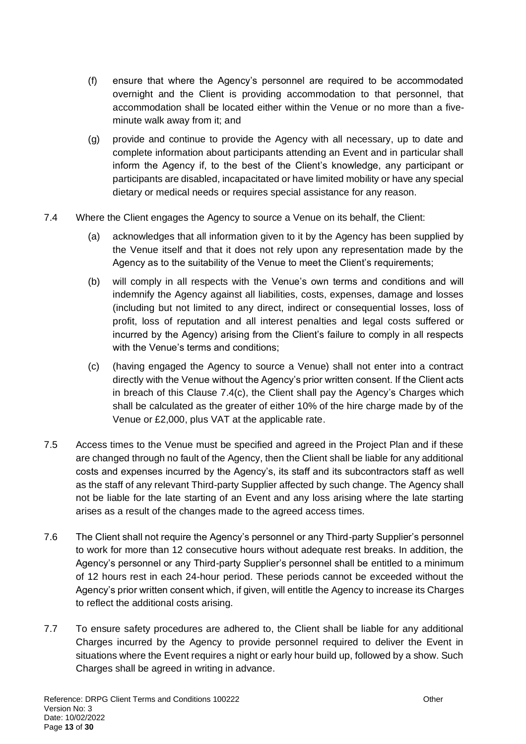(f) ensure that where the Agency's personnel are required to be accommodated overnight and the Client is providing accommodation to that personnel, that accommodation shall be located either within the Venue or no more than a five-minute walk away from it; and

(g) provide and continue to provide the Agency with all necessary, up to date and complete information about participants attending an Event and in particular shall inform the Agency if, to the best of the Client's knowledge, any participant or participants are disabled, incapacitated or have limited mobility or have any special dietary or medical needs or requires special assistance for any reason.

7.4 Where the Client engages the Agency to source a Venue on its behalf, the Client:

(a) acknowledges that all information given to it by the Agency has been supplied by the Venue itself and that it does not rely upon any representation made by the Agency as to the suitability of the Venue to meet the Client's requirements;

(b) will comply in all respects with the Venue's own terms and conditions and will indemnify the Agency against all liabilities, costs, expenses, damage and losses (including but not limited to any direct, indirect or consequential losses, loss of profit, loss of reputation and all interest penalties and legal costs suffered or incurred by the Agency) arising from the Client's failure to comply in all respects with the Venue's terms and conditions;

(c) (having engaged the Agency to source a Venue) shall not enter into a contract directly with the Venue without the Agency's prior written consent. If the Client acts in breach of this Clause 7.4(c), the Client shall pay the Agency's Charges which shall be calculated as the greater of either 10% of the hire charge made by of the Venue or £2,000, plus VAT at the applicable rate.

7.5 Access times to the Venue must be specified and agreed in the Project Plan and if these are changed through no fault of the Agency, then the Client shall be liable for any additional costs and expenses incurred by the Agency's, its staff and its subcontractors staff as well as the staff of any relevant Third-party Supplier affected by such change. The Agency shall not be liable for the late starting of an Event and any loss arising where the late starting arises as a result of the changes made to the agreed access times.

7.6 The Client shall not require the Agency's personnel or any Third-party Supplier's personnel to work for more than 12 consecutive hours without adequate rest breaks. In addition, the Agency's personnel or any Third-party Supplier's personnel shall be entitled to a minimum of 12 hours rest in each 24-hour period. These periods cannot be exceeded without the Agency's prior written consent which, if given, will entitle the Agency to increase its Charges to reflect the additional costs arising.

7.7 To ensure safety procedures are adhered to, the Client shall be liable for any additional Charges incurred by the Agency to provide personnel required to deliver the Event in situations where the Event requires a night or early hour build up, followed by a show. Such Charges shall be agreed in writing in advance.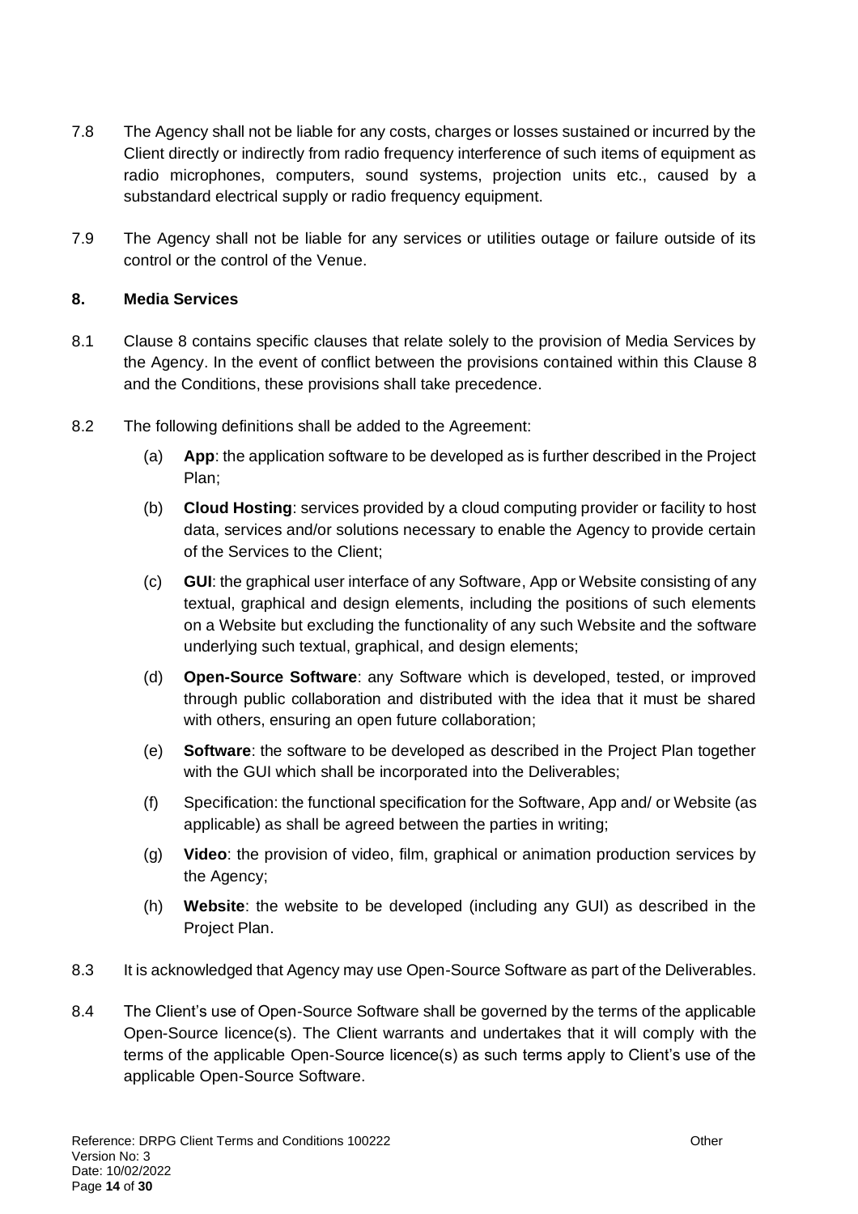7.8 The Agency shall not be liable for any costs, charges or losses sustained or incurred by the Client directly or indirectly from radio frequency interference of such items of equipment as radio microphones, computers, sound systems, projection units etc., caused by a substandard electrical supply or radio frequency equipment.

7.9 The Agency shall not be liable for any services or utilities outage or failure outside of its control or the control of the Venue.

**8. Media Services**

8.1 Clause 8 contains specific clauses that relate solely to the provision of Media Services by the Agency. In the event of conflict between the provisions contained within this Clause 8 and the Conditions, these provisions shall take precedence.

8.2 The following definitions shall be added to the Agreement:

(a) **App**: the application software to be developed as is further described in the Project Plan;

(b) **Cloud Hosting**: services provided by a cloud computing provider or facility to host data, services and/or solutions necessary to enable the Agency to provide certain of the Services to the Client;

(c) **GUI**: the graphical user interface of any Software, App or Website consisting of any textual, graphical and design elements, including the positions of such elements on a Website but excluding the functionality of any such Website and the software underlying such textual, graphical, and design elements;

(d) **Open-Source Software**: any Software which is developed, tested, or improved through public collaboration and distributed with the idea that it must be shared with others, ensuring an open future collaboration;

(e) **Software**: the software to be developed as described in the Project Plan together with the GUI which shall be incorporated into the Deliverables;

(f) Specification: the functional specification for the Software, App and/ or Website (as applicable) as shall be agreed between the parties in writing;

(g) **Video**: the provision of video, film, graphical or animation production services by the Agency;

(h) **Website**: the website to be developed (including any GUI) as described in the Project Plan.

8.3 It is acknowledged that Agency may use Open-Source Software as part of the Deliverables.

8.4 The Client's use of Open-Source Software shall be governed by the terms of the applicable Open-Source licence(s). The Client warrants and undertakes that it will comply with the terms of the applicable Open-Source licence(s) as such terms apply to Client's use of the applicable Open-Source Software.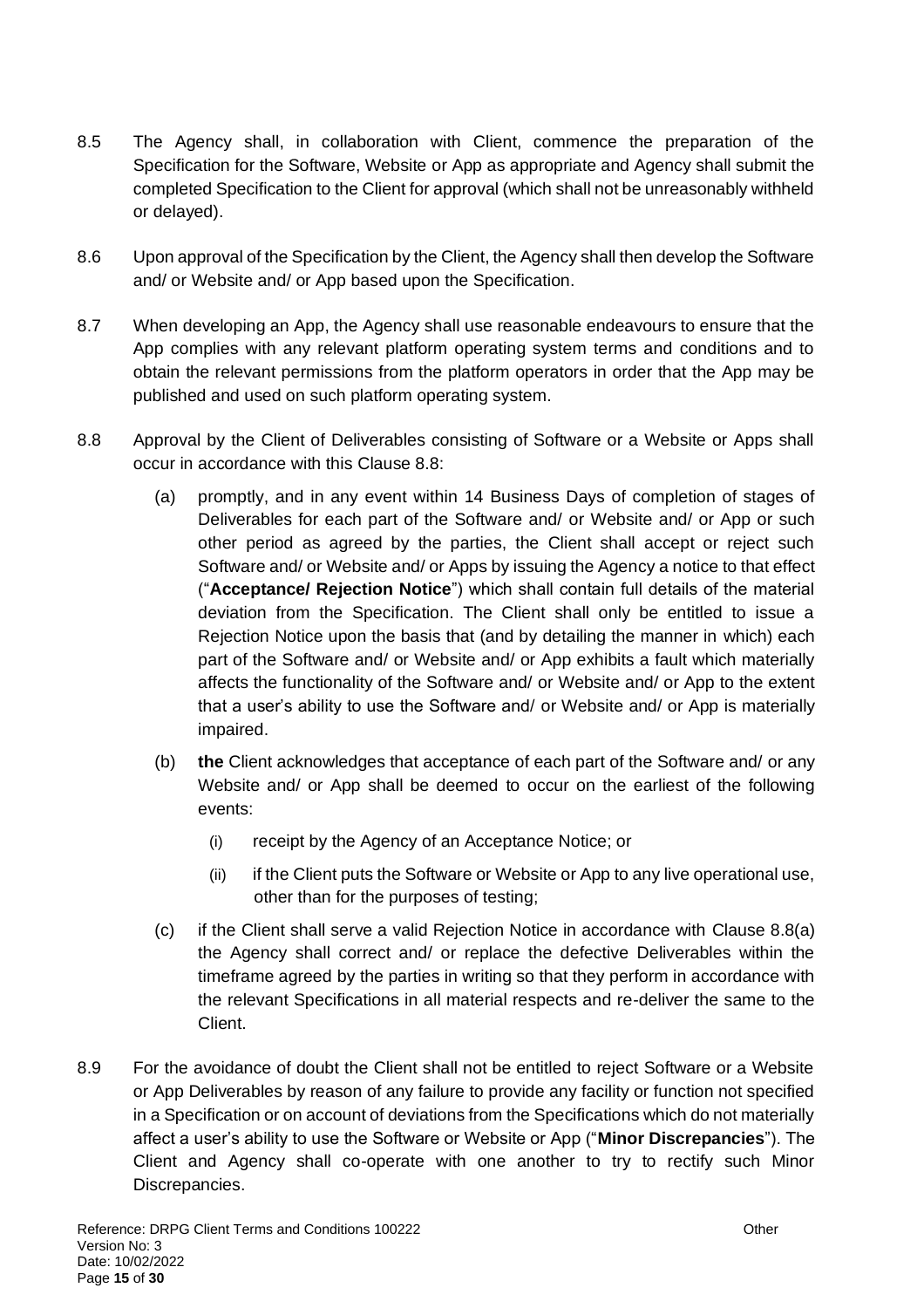8.5 The Agency shall, in collaboration with Client, commence the preparation of the Specification for the Software, Website or App as appropriate and Agency shall submit the completed Specification to the Client for approval (which shall not be unreasonably withheld or delayed).

8.6 Upon approval of the Specification by the Client, the Agency shall then develop the Software and/ or Website and/ or App based upon the Specification.

8.7 When developing an App, the Agency shall use reasonable endeavours to ensure that the App complies with any relevant platform operating system terms and conditions and to obtain the relevant permissions from the platform operators in order that the App may be published and used on such platform operating system.

8.8 Approval by the Client of Deliverables consisting of Software or a Website or Apps shall occur in accordance with this Clause 8.8:

(a) promptly, and in any event within 14 Business Days of completion of stages of Deliverables for each part of the Software and/ or Website and/ or App or such other period as agreed by the parties, the Client shall accept or reject such Software and/ or Website and/ or Apps by issuing the Agency a notice to that effect ("**Acceptance/ Rejection Notice**") which shall contain full details of the material deviation from the Specification. The Client shall only be entitled to issue a Rejection Notice upon the basis that (and by detailing the manner in which) each part of the Software and/ or Website and/ or App exhibits a fault which materially affects the functionality of the Software and/ or Website and/ or App to the extent that a user's ability to use the Software and/ or Website and/ or App is materially impaired.

(b) **the** Client acknowledges that acceptance of each part of the Software and/ or any Website and/ or App shall be deemed to occur on the earliest of the following events:

(i) receipt by the Agency of an Acceptance Notice; or

(ii) if the Client puts the Software or Website or App to any live operational use, other than for the purposes of testing;

(c) if the Client shall serve a valid Rejection Notice in accordance with Clause 8.8(a) the Agency shall correct and/ or replace the defective Deliverables within the timeframe agreed by the parties in writing so that they perform in accordance with the relevant Specifications in all material respects and re-deliver the same to the Client.

8.9 For the avoidance of doubt the Client shall not be entitled to reject Software or a Website or App Deliverables by reason of any failure to provide any facility or function not specified in a Specification or on account of deviations from the Specifications which do not materially affect a user's ability to use the Software or Website or App ("**Minor Discrepancies**"). The Client and Agency shall co-operate with one another to try to rectify such Minor Discrepancies.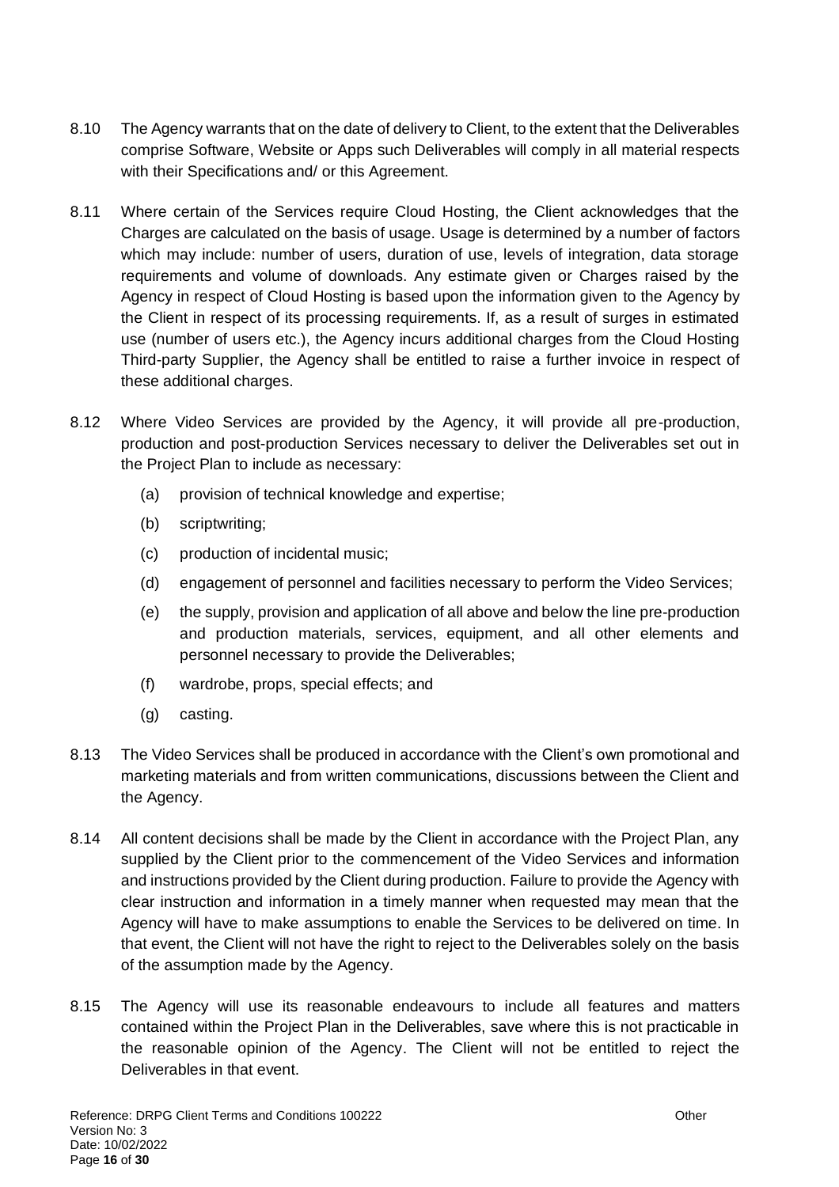8.10 The Agency warrants that on the date of delivery to Client, to the extent that the Deliverables comprise Software, Website or Apps such Deliverables will comply in all material respects with their Specifications and/ or this Agreement.

8.11 Where certain of the Services require Cloud Hosting, the Client acknowledges that the Charges are calculated on the basis of usage. Usage is determined by a number of factors which may include: number of users, duration of use, levels of integration, data storage requirements and volume of downloads. Any estimate given or Charges raised by the Agency in respect of Cloud Hosting is based upon the information given to the Agency by the Client in respect of its processing requirements. If, as a result of surges in estimated use (number of users etc.), the Agency incurs additional charges from the Cloud Hosting Third-party Supplier, the Agency shall be entitled to raise a further invoice in respect of these additional charges.

8.12 Where Video Services are provided by the Agency, it will provide all pre-production, production and post-production Services necessary to deliver the Deliverables set out in the Project Plan to include as necessary:

- (a) provision of technical knowledge and expertise;
- (b) scriptwriting;
- (c) production of incidental music;
- (d) engagement of personnel and facilities necessary to perform the Video Services;
- (e) the supply, provision and application of all above and below the line pre-production and production materials, services, equipment, and all other elements and personnel necessary to provide the Deliverables;
- (f) wardrobe, props, special effects; and
- (g) casting.

8.13 The Video Services shall be produced in accordance with the Client's own promotional and marketing materials and from written communications, discussions between the Client and the Agency.

8.14 All content decisions shall be made by the Client in accordance with the Project Plan, any supplied by the Client prior to the commencement of the Video Services and information and instructions provided by the Client during production. Failure to provide the Agency with clear instruction and information in a timely manner when requested may mean that the Agency will have to make assumptions to enable the Services to be delivered on time. In that event, the Client will not have the right to reject to the Deliverables solely on the basis of the assumption made by the Agency.

8.15 The Agency will use its reasonable endeavours to include all features and matters contained within the Project Plan in the Deliverables, save where this is not practicable in the reasonable opinion of the Agency. The Client will not be entitled to reject the Deliverables in that event.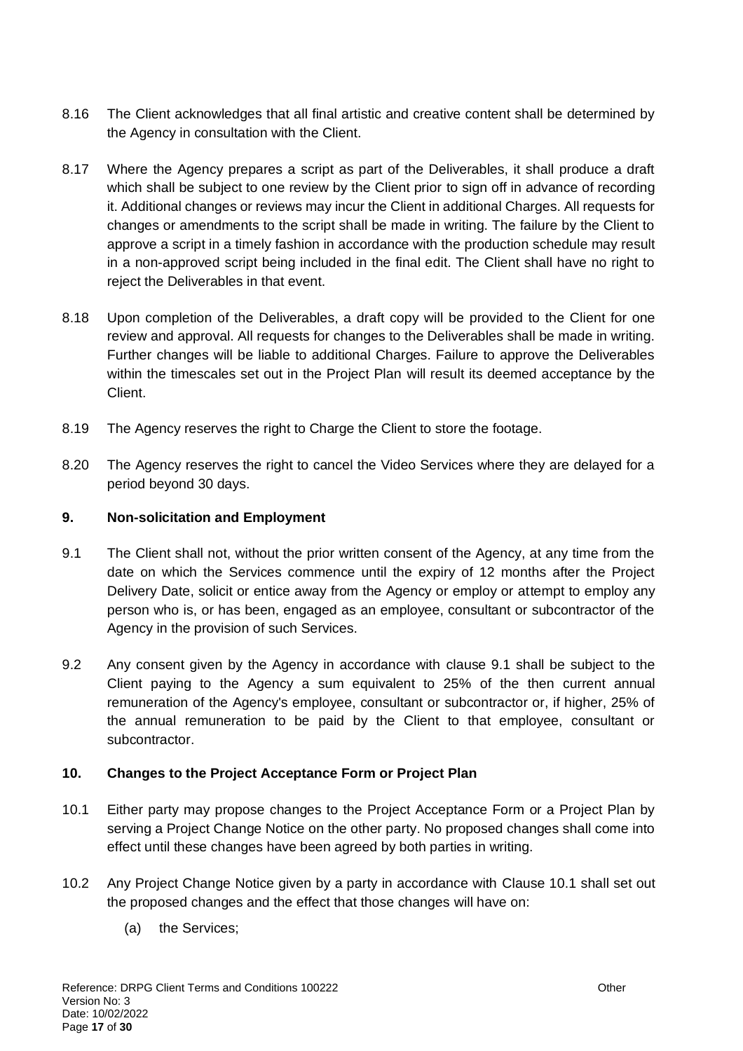8.16 The Client acknowledges that all final artistic and creative content shall be determined by the Agency in consultation with the Client.

8.17 Where the Agency prepares a script as part of the Deliverables, it shall produce a draft which shall be subject to one review by the Client prior to sign off in advance of recording it. Additional changes or reviews may incur the Client in additional Charges. All requests for changes or amendments to the script shall be made in writing. The failure by the Client to approve a script in a timely fashion in accordance with the production schedule may result in a non-approved script being included in the final edit. The Client shall have no right to reject the Deliverables in that event.

8.18 Upon completion of the Deliverables, a draft copy will be provided to the Client for one review and approval. All requests for changes to the Deliverables shall be made in writing. Further changes will be liable to additional Charges. Failure to approve the Deliverables within the timescales set out in the Project Plan will result its deemed acceptance by the Client.

8.19 The Agency reserves the right to Charge the Client to store the footage.

8.20 The Agency reserves the right to cancel the Video Services where they are delayed for a period beyond 30 days.

## 9. Non-solicitation and Employment

9.1 The Client shall not, without the prior written consent of the Agency, at any time from the date on which the Services commence until the expiry of 12 months after the Project Delivery Date, solicit or entice away from the Agency or employ or attempt to employ any person who is, or has been, engaged as an employee, consultant or subcontractor of the Agency in the provision of such Services.

9.2 Any consent given by the Agency in accordance with clause 9.1 shall be subject to the Client paying to the Agency a sum equivalent to 25% of the then current annual remuneration of the Agency's employee, consultant or subcontractor or, if higher, 25% of the annual remuneration to be paid by the Client to that employee, consultant or subcontractor.

## 10. Changes to the Project Acceptance Form or Project Plan

10.1 Either party may propose changes to the Project Acceptance Form or a Project Plan by serving a Project Change Notice on the other party. No proposed changes shall come into effect until these changes have been agreed by both parties in writing.

10.2 Any Project Change Notice given by a party in accordance with Clause 10.1 shall set out the proposed changes and the effect that those changes will have on:

(a) the Services;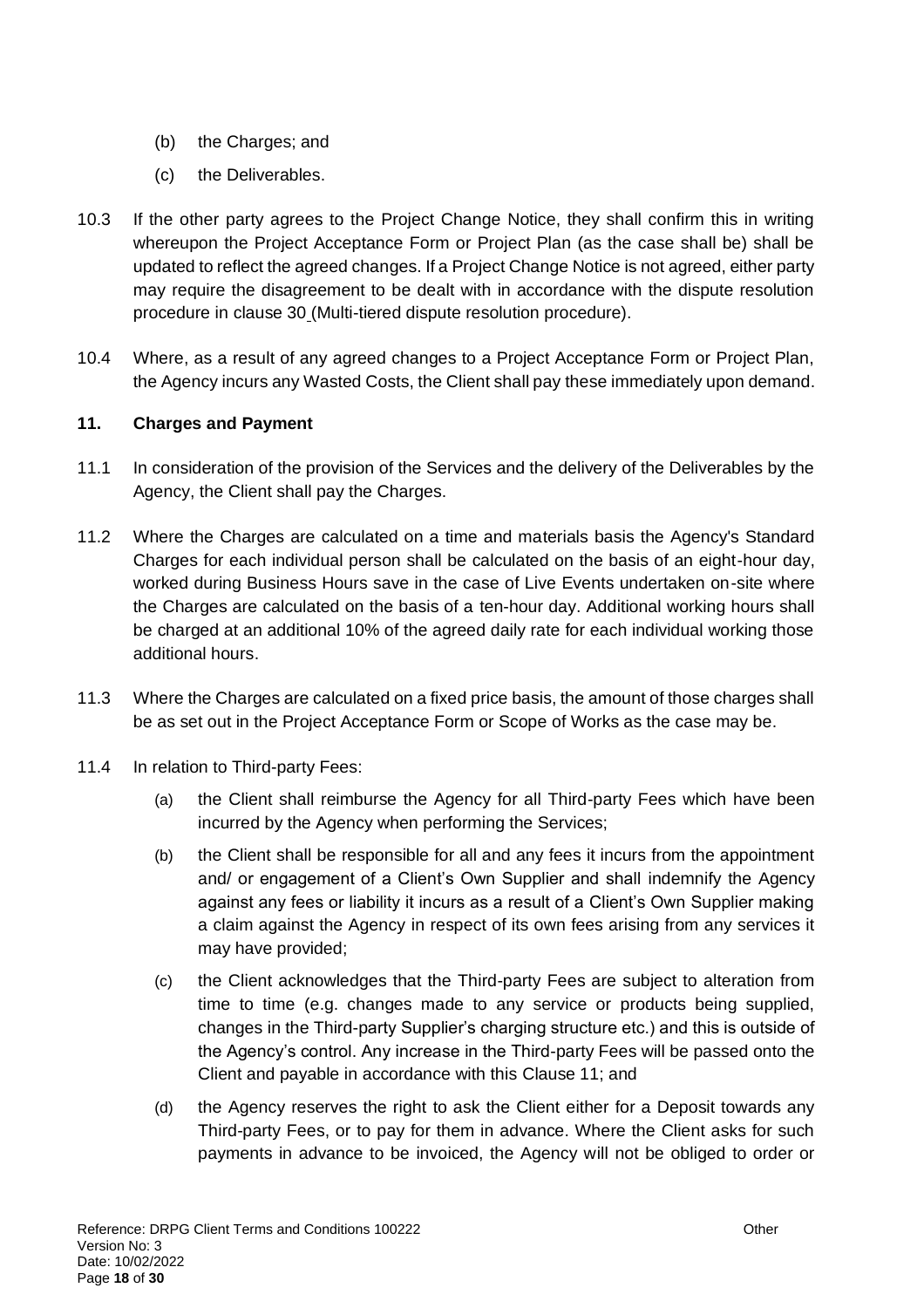(b) the Charges; and

(c) the Deliverables.

10.3 If the other party agrees to the Project Change Notice, they shall confirm this in writing whereupon the Project Acceptance Form or Project Plan (as the case shall be) shall be updated to reflect the agreed changes. If a Project Change Notice is not agreed, either party may require the disagreement to be dealt with in accordance with the dispute resolution procedure in clause 30 (Multi-tiered dispute resolution procedure).

10.4 Where, as a result of any agreed changes to a Project Acceptance Form or Project Plan, the Agency incurs any Wasted Costs, the Client shall pay these immediately upon demand.

**11. Charges and Payment**

11.1 In consideration of the provision of the Services and the delivery of the Deliverables by the Agency, the Client shall pay the Charges.

11.2 Where the Charges are calculated on a time and materials basis the Agency's Standard Charges for each individual person shall be calculated on the basis of an eight-hour day, worked during Business Hours save in the case of Live Events undertaken on-site where the Charges are calculated on the basis of a ten-hour day. Additional working hours shall be charged at an additional 10% of the agreed daily rate for each individual working those additional hours.

11.3 Where the Charges are calculated on a fixed price basis, the amount of those charges shall be as set out in the Project Acceptance Form or Scope of Works as the case may be.

11.4 In relation to Third-party Fees:

(a) the Client shall reimburse the Agency for all Third-party Fees which have been incurred by the Agency when performing the Services;

(b) the Client shall be responsible for all and any fees it incurs from the appointment and/ or engagement of a Client's Own Supplier and shall indemnify the Agency against any fees or liability it incurs as a result of a Client's Own Supplier making a claim against the Agency in respect of its own fees arising from any services it may have provided;

(c) the Client acknowledges that the Third-party Fees are subject to alteration from time to time (e.g. changes made to any service or products being supplied, changes in the Third-party Supplier's charging structure etc.) and this is outside of the Agency's control. Any increase in the Third-party Fees will be passed onto the Client and payable in accordance with this Clause 11; and

(d) the Agency reserves the right to ask the Client either for a Deposit towards any Third-party Fees, or to pay for them in advance. Where the Client asks for such payments in advance to be invoiced, the Agency will not be obliged to order or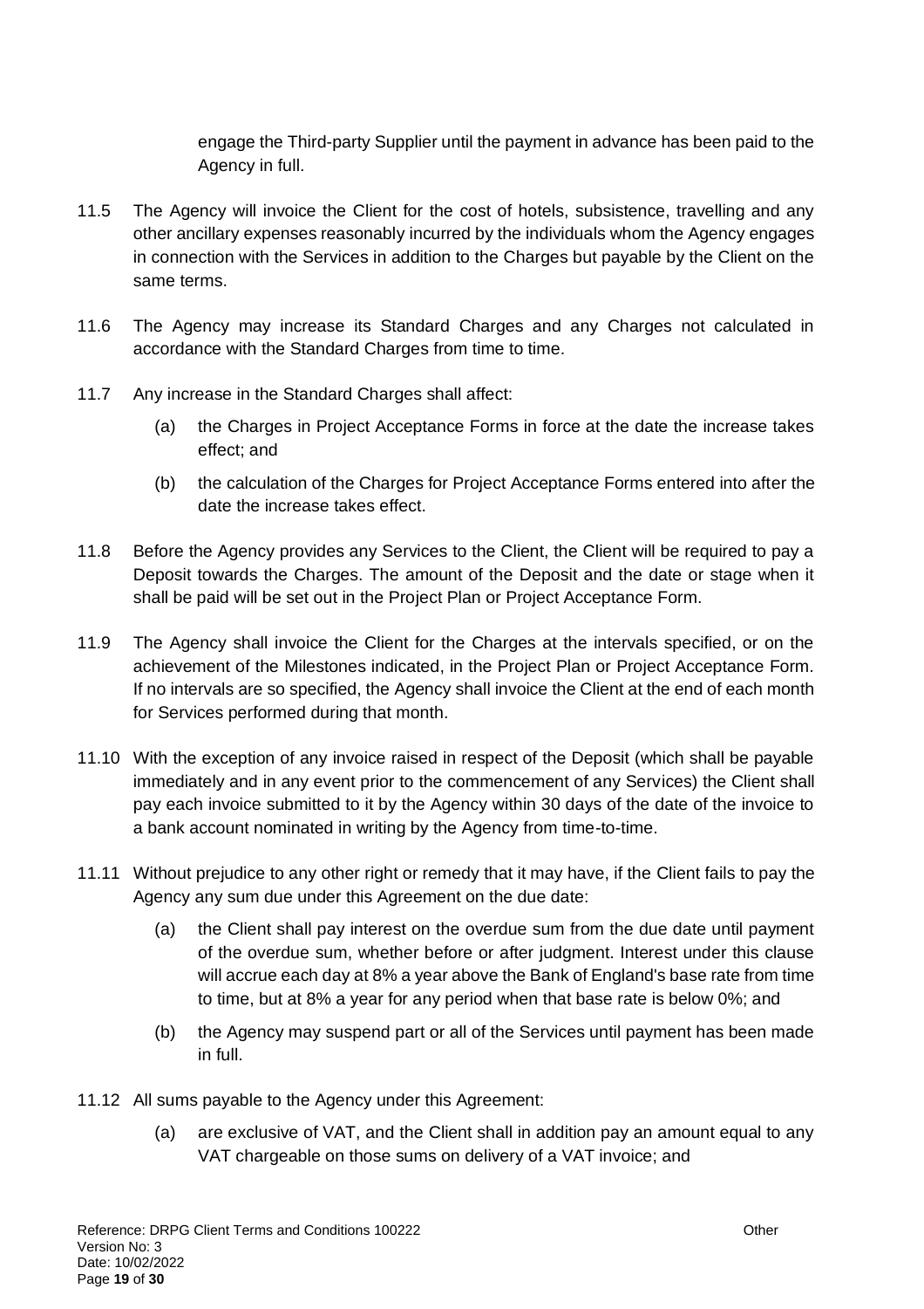engage the Third-party Supplier until the payment in advance has been paid to the Agency in full.

11.5 The Agency will invoice the Client for the cost of hotels, subsistence, travelling and any other ancillary expenses reasonably incurred by the individuals whom the Agency engages in connection with the Services in addition to the Charges but payable by the Client on the same terms.

11.6 The Agency may increase its Standard Charges and any Charges not calculated in accordance with the Standard Charges from time to time.

11.7 Any increase in the Standard Charges shall affect:

(a) the Charges in Project Acceptance Forms in force at the date the increase takes effect; and

(b) the calculation of the Charges for Project Acceptance Forms entered into after the date the increase takes effect.

11.8 Before the Agency provides any Services to the Client, the Client will be required to pay a Deposit towards the Charges. The amount of the Deposit and the date or stage when it shall be paid will be set out in the Project Plan or Project Acceptance Form.

11.9 The Agency shall invoice the Client for the Charges at the intervals specified, or on the achievement of the Milestones indicated, in the Project Plan or Project Acceptance Form. If no intervals are so specified, the Agency shall invoice the Client at the end of each month for Services performed during that month.

11.10 With the exception of any invoice raised in respect of the Deposit (which shall be payable immediately and in any event prior to the commencement of any Services) the Client shall pay each invoice submitted to it by the Agency within 30 days of the date of the invoice to a bank account nominated in writing by the Agency from time-to-time.

11.11 Without prejudice to any other right or remedy that it may have, if the Client fails to pay the Agency any sum due under this Agreement on the due date:

(a) the Client shall pay interest on the overdue sum from the due date until payment of the overdue sum, whether before or after judgment. Interest under this clause will accrue each day at 8% a year above the Bank of England's base rate from time to time, but at 8% a year for any period when that base rate is below 0%; and

(b) the Agency may suspend part or all of the Services until payment has been made in full.

11.12 All sums payable to the Agency under this Agreement:

(a) are exclusive of VAT, and the Client shall in addition pay an amount equal to any VAT chargeable on those sums on delivery of a VAT invoice; and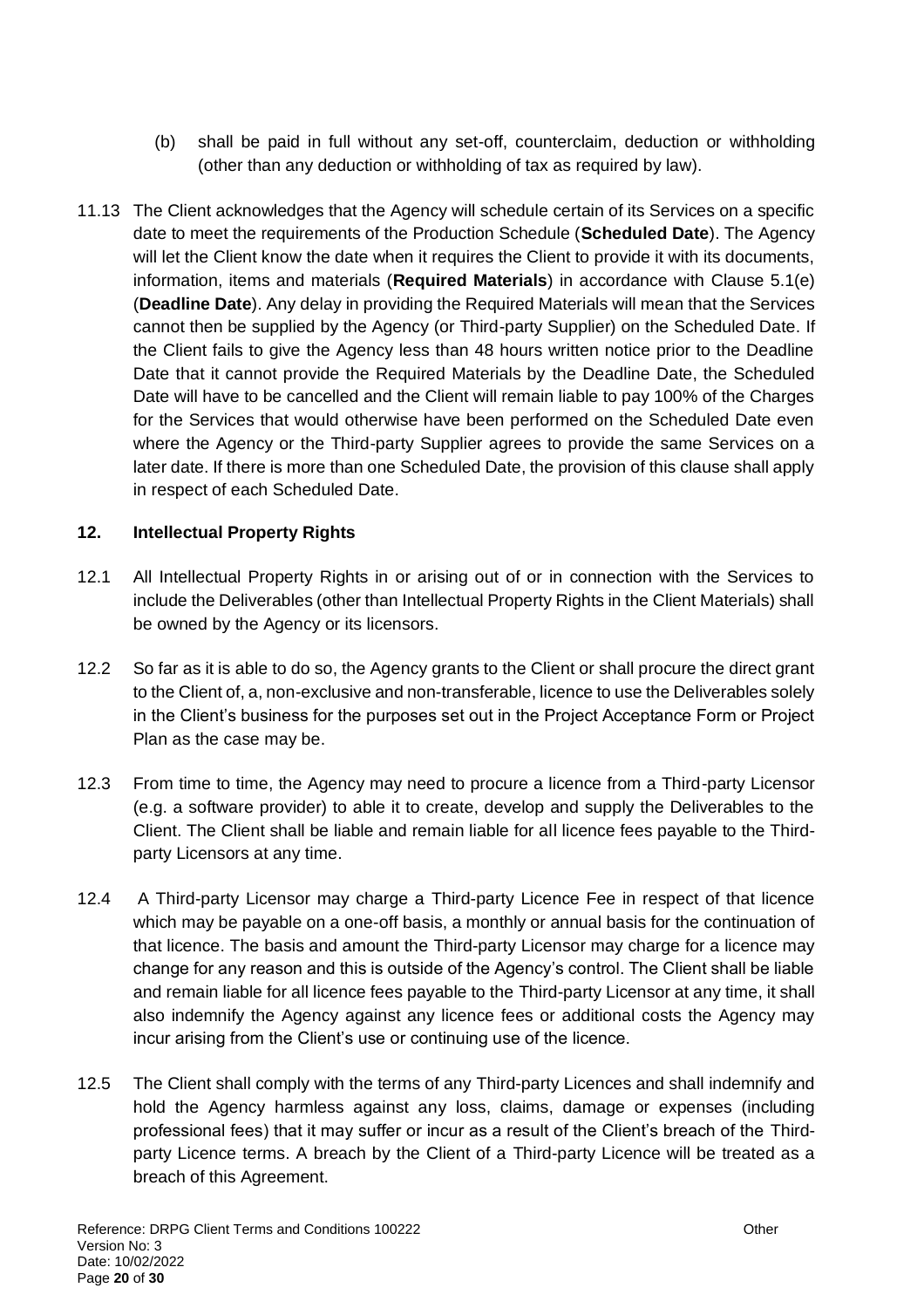(b) shall be paid in full without any set-off, counterclaim, deduction or withholding (other than any deduction or withholding of tax as required by law).

11.13 The Client acknowledges that the Agency will schedule certain of its Services on a specific date to meet the requirements of the Production Schedule (**Scheduled Date**). The Agency will let the Client know the date when it requires the Client to provide it with its documents, information, items and materials (**Required Materials**) in accordance with Clause 5.1(e) (**Deadline Date**). Any delay in providing the Required Materials will mean that the Services cannot then be supplied by the Agency (or Third-party Supplier) on the Scheduled Date. If the Client fails to give the Agency less than 48 hours written notice prior to the Deadline Date that it cannot provide the Required Materials by the Deadline Date, the Scheduled Date will have to be cancelled and the Client will remain liable to pay 100% of the Charges for the Services that would otherwise have been performed on the Scheduled Date even where the Agency or the Third-party Supplier agrees to provide the same Services on a later date. If there is more than one Scheduled Date, the provision of this clause shall apply in respect of each Scheduled Date.

## 12. Intellectual Property Rights

12.1 All Intellectual Property Rights in or arising out of or in connection with the Services to include the Deliverables (other than Intellectual Property Rights in the Client Materials) shall be owned by the Agency or its licensors.

12.2 So far as it is able to do so, the Agency grants to the Client or shall procure the direct grant to the Client of, a, non-exclusive and non-transferable, licence to use the Deliverables solely in the Client's business for the purposes set out in the Project Acceptance Form or Project Plan as the case may be.

12.3 From time to time, the Agency may need to procure a licence from a Third-party Licensor (e.g. a software provider) to able it to create, develop and supply the Deliverables to the Client. The Client shall be liable and remain liable for all licence fees payable to the Third-party Licensors at any time.

12.4 A Third-party Licensor may charge a Third-party Licence Fee in respect of that licence which may be payable on a one-off basis, a monthly or annual basis for the continuation of that licence. The basis and amount the Third-party Licensor may charge for a licence may change for any reason and this is outside of the Agency's control. The Client shall be liable and remain liable for all licence fees payable to the Third-party Licensor at any time, it shall also indemnify the Agency against any licence fees or additional costs the Agency may incur arising from the Client's use or continuing use of the licence.

12.5 The Client shall comply with the terms of any Third-party Licences and shall indemnify and hold the Agency harmless against any loss, claims, damage or expenses (including professional fees) that it may suffer or incur as a result of the Client's breach of the Third-party Licence terms. A breach by the Client of a Third-party Licence will be treated as a breach of this Agreement.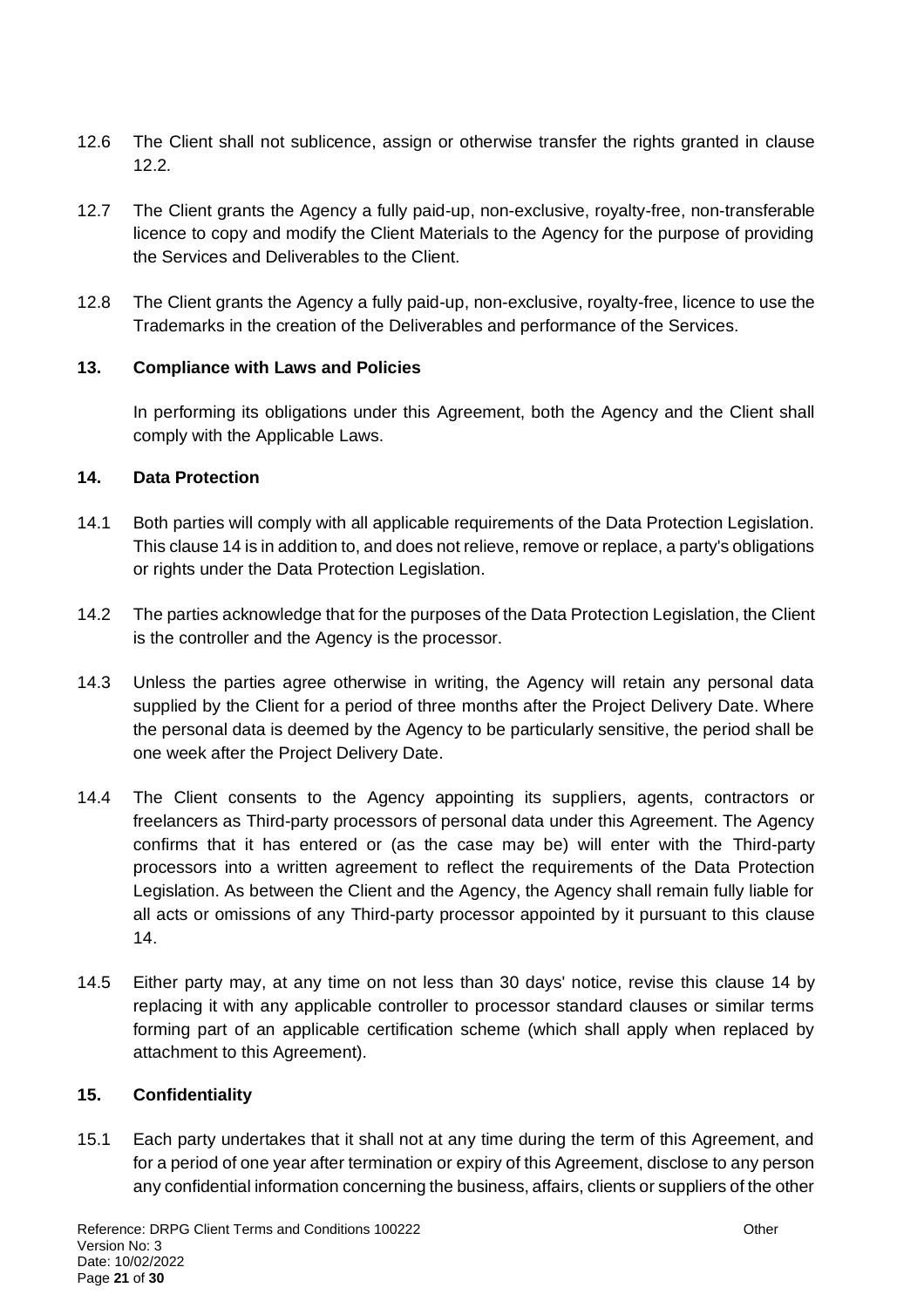12.6 The Client shall not sublicence, assign or otherwise transfer the rights granted in clause 12.2.

12.7 The Client grants the Agency a fully paid-up, non-exclusive, royalty-free, non-transferable licence to copy and modify the Client Materials to the Agency for the purpose of providing the Services and Deliverables to the Client.

12.8 The Client grants the Agency a fully paid-up, non-exclusive, royalty-free, licence to use the Trademarks in the creation of the Deliverables and performance of the Services.

## 13. Compliance with Laws and Policies

In performing its obligations under this Agreement, both the Agency and the Client shall comply with the Applicable Laws.

## 14. Data Protection

14.1 Both parties will comply with all applicable requirements of the Data Protection Legislation. This clause 14 is in addition to, and does not relieve, remove or replace, a party's obligations or rights under the Data Protection Legislation.

14.2 The parties acknowledge that for the purposes of the Data Protection Legislation, the Client is the controller and the Agency is the processor.

14.3 Unless the parties agree otherwise in writing, the Agency will retain any personal data supplied by the Client for a period of three months after the Project Delivery Date. Where the personal data is deemed by the Agency to be particularly sensitive, the period shall be one week after the Project Delivery Date.

14.4 The Client consents to the Agency appointing its suppliers, agents, contractors or freelancers as Third-party processors of personal data under this Agreement. The Agency confirms that it has entered or (as the case may be) will enter with the Third-party processors into a written agreement to reflect the requirements of the Data Protection Legislation. As between the Client and the Agency, the Agency shall remain fully liable for all acts or omissions of any Third-party processor appointed by it pursuant to this clause 14.

14.5 Either party may, at any time on not less than 30 days' notice, revise this clause 14 by replacing it with any applicable controller to processor standard clauses or similar terms forming part of an applicable certification scheme (which shall apply when replaced by attachment to this Agreement).

## 15. Confidentiality

15.1 Each party undertakes that it shall not at any time during the term of this Agreement, and for a period of one year after termination or expiry of this Agreement, disclose to any person any confidential information concerning the business, affairs, clients or suppliers of the other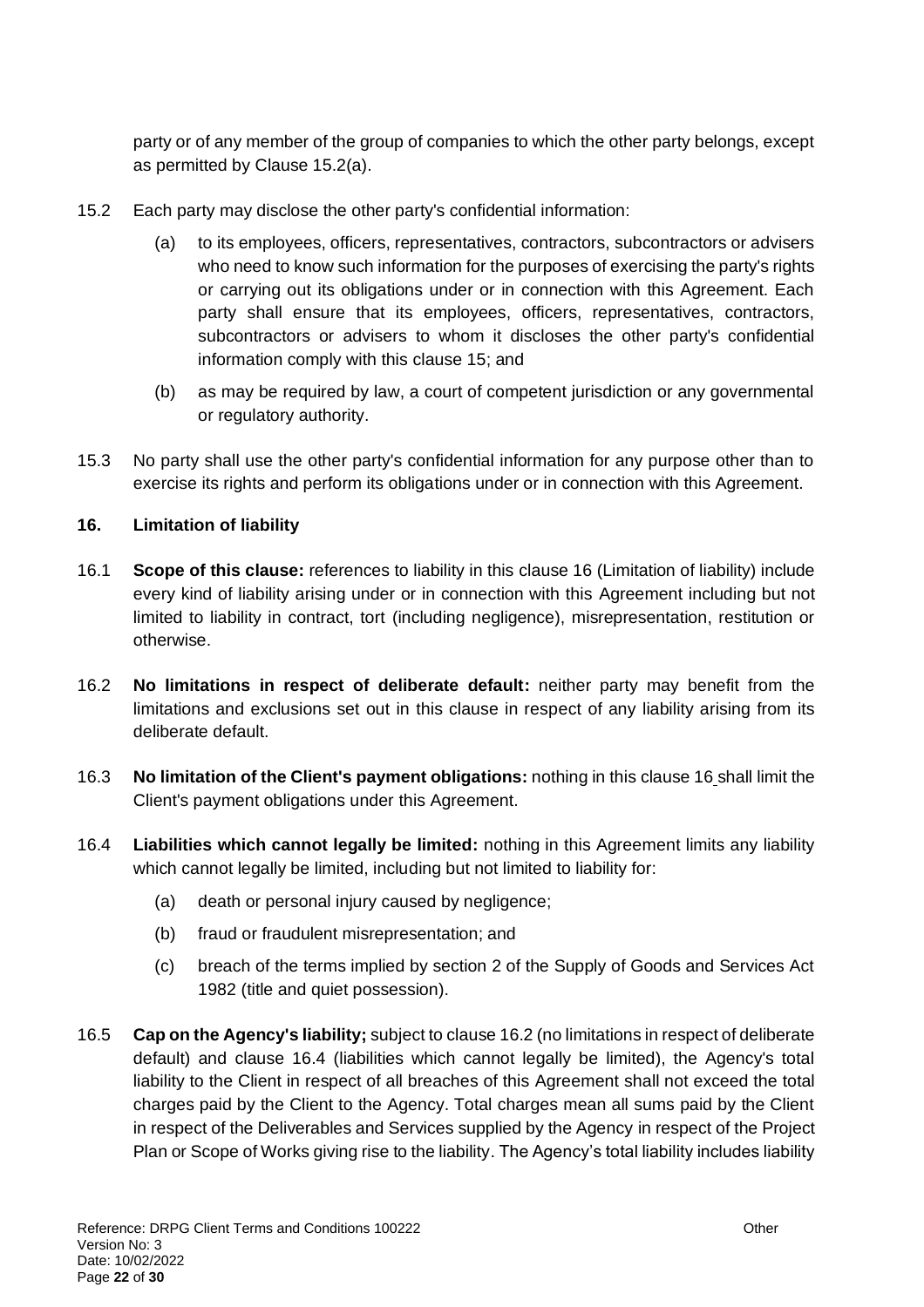party or of any member of the group of companies to which the other party belongs, except as permitted by Clause 15.2(a).

15.2 Each party may disclose the other party's confidential information:

(a) to its employees, officers, representatives, contractors, subcontractors or advisers who need to know such information for the purposes of exercising the party's rights or carrying out its obligations under or in connection with this Agreement. Each party shall ensure that its employees, officers, representatives, contractors, subcontractors or advisers to whom it discloses the other party's confidential information comply with this clause 15; and

(b) as may be required by law, a court of competent jurisdiction or any governmental or regulatory authority.

15.3 No party shall use the other party's confidential information for any purpose other than to exercise its rights and perform its obligations under or in connection with this Agreement.

**16. Limitation of liability**

16.1 **Scope of this clause:** references to liability in this clause 16 (Limitation of liability) include every kind of liability arising under or in connection with this Agreement including but not limited to liability in contract, tort (including negligence), misrepresentation, restitution or otherwise.

16.2 **No limitations in respect of deliberate default:** neither party may benefit from the limitations and exclusions set out in this clause in respect of any liability arising from its deliberate default.

16.3 **No limitation of the Client's payment obligations:** nothing in this clause 16 shall limit the Client's payment obligations under this Agreement.

16.4 **Liabilities which cannot legally be limited:** nothing in this Agreement limits any liability which cannot legally be limited, including but not limited to liability for:

(a) death or personal injury caused by negligence;

(b) fraud or fraudulent misrepresentation; and

(c) breach of the terms implied by section 2 of the Supply of Goods and Services Act 1982 (title and quiet possession).

16.5 **Cap on the Agency's liability;** subject to clause 16.2 (no limitations in respect of deliberate default) and clause 16.4 (liabilities which cannot legally be limited), the Agency's total liability to the Client in respect of all breaches of this Agreement shall not exceed the total charges paid by the Client to the Agency. Total charges mean all sums paid by the Client in respect of the Deliverables and Services supplied by the Agency in respect of the Project Plan or Scope of Works giving rise to the liability. The Agency's total liability includes liability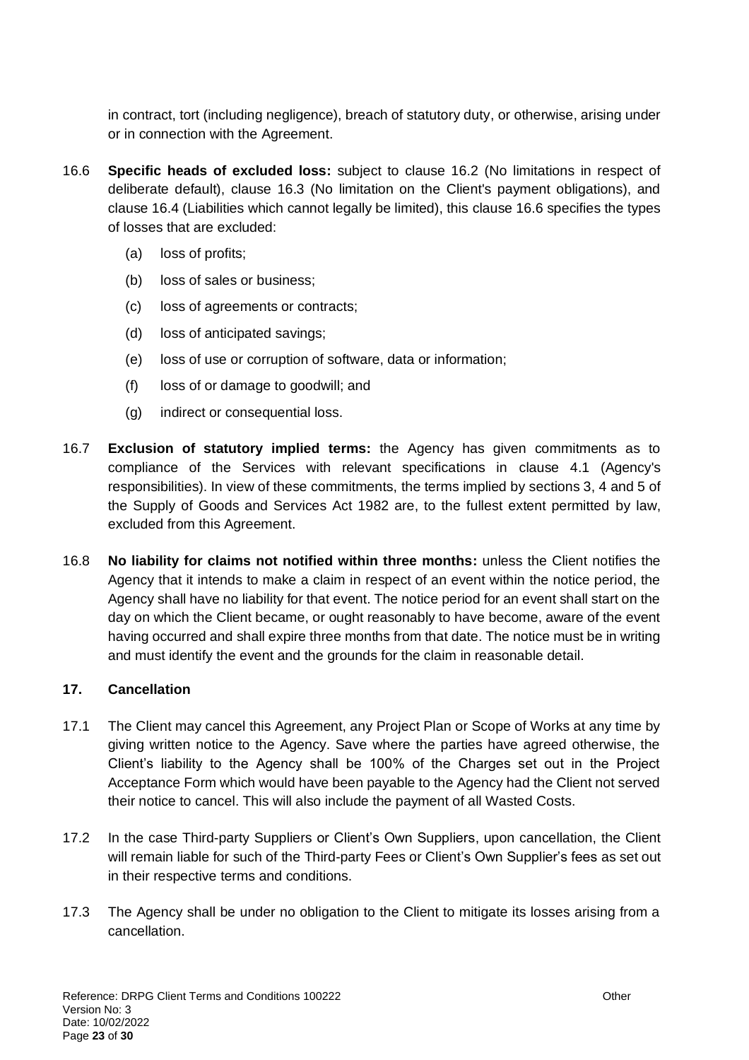in contract, tort (including negligence), breach of statutory duty, or otherwise, arising under or in connection with the Agreement.

16.6 **Specific heads of excluded loss:** subject to clause 16.2 (No limitations in respect of deliberate default), clause 16.3 (No limitation on the Client's payment obligations), and clause 16.4 (Liabilities which cannot legally be limited), this clause 16.6 specifies the types of losses that are excluded:

(a) loss of profits;

(b) loss of sales or business;

(c) loss of agreements or contracts;

(d) loss of anticipated savings;

(e) loss of use or corruption of software, data or information;

(f) loss of or damage to goodwill; and

(g) indirect or consequential loss.

16.7 **Exclusion of statutory implied terms:** the Agency has given commitments as to compliance of the Services with relevant specifications in clause 4.1 (Agency's responsibilities). In view of these commitments, the terms implied by sections 3, 4 and 5 of the Supply of Goods and Services Act 1982 are, to the fullest extent permitted by law, excluded from this Agreement.

16.8 **No liability for claims not notified within three months:** unless the Client notifies the Agency that it intends to make a claim in respect of an event within the notice period, the Agency shall have no liability for that event. The notice period for an event shall start on the day on which the Client became, or ought reasonably to have become, aware of the event having occurred and shall expire three months from that date. The notice must be in writing and must identify the event and the grounds for the claim in reasonable detail.

### 17. Cancellation

17.1 The Client may cancel this Agreement, any Project Plan or Scope of Works at any time by giving written notice to the Agency. Save where the parties have agreed otherwise, the Client's liability to the Agency shall be 100% of the Charges set out in the Project Acceptance Form which would have been payable to the Agency had the Client not served their notice to cancel. This will also include the payment of all Wasted Costs.

17.2 In the case Third-party Suppliers or Client's Own Suppliers, upon cancellation, the Client will remain liable for such of the Third-party Fees or Client's Own Supplier's fees as set out in their respective terms and conditions.

17.3 The Agency shall be under no obligation to the Client to mitigate its losses arising from a cancellation.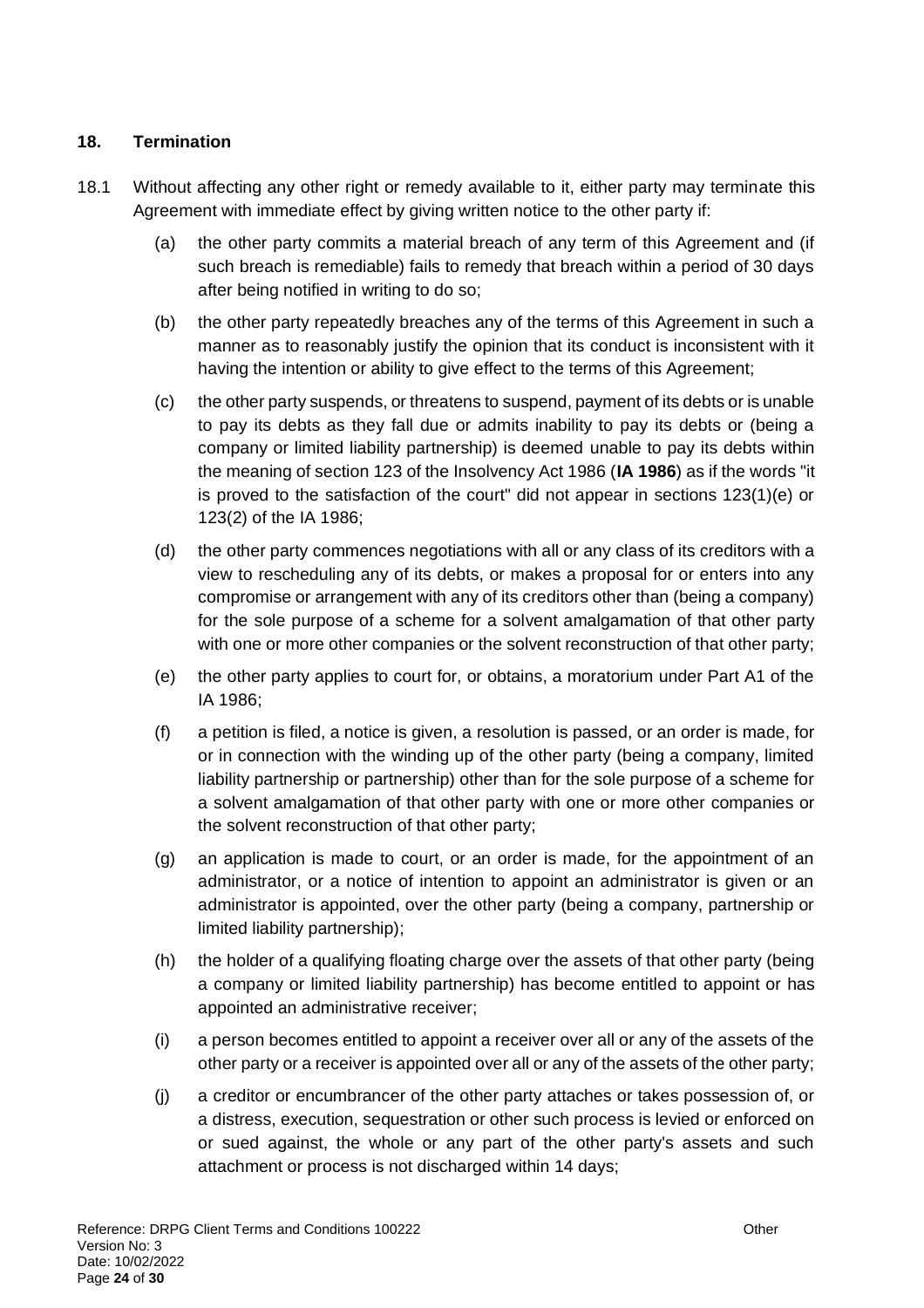## 18. Termination

18.1 Without affecting any other right or remedy available to it, either party may terminate this Agreement with immediate effect by giving written notice to the other party if:

(a) the other party commits a material breach of any term of this Agreement and (if such breach is remediable) fails to remedy that breach within a period of 30 days after being notified in writing to do so;

(b) the other party repeatedly breaches any of the terms of this Agreement in such a manner as to reasonably justify the opinion that its conduct is inconsistent with it having the intention or ability to give effect to the terms of this Agreement;

(c) the other party suspends, or threatens to suspend, payment of its debts or is unable to pay its debts as they fall due or admits inability to pay its debts or (being a company or limited liability partnership) is deemed unable to pay its debts within the meaning of section 123 of the Insolvency Act 1986 (**IA 1986**) as if the words "it is proved to the satisfaction of the court" did not appear in sections 123(1)(e) or 123(2) of the IA 1986;

(d) the other party commences negotiations with all or any class of its creditors with a view to rescheduling any of its debts, or makes a proposal for or enters into any compromise or arrangement with any of its creditors other than (being a company) for the sole purpose of a scheme for a solvent amalgamation of that other party with one or more other companies or the solvent reconstruction of that other party;

(e) the other party applies to court for, or obtains, a moratorium under Part A1 of the IA 1986;

(f) a petition is filed, a notice is given, a resolution is passed, or an order is made, for or in connection with the winding up of the other party (being a company, limited liability partnership or partnership) other than for the sole purpose of a scheme for a solvent amalgamation of that other party with one or more other companies or the solvent reconstruction of that other party;

(g) an application is made to court, or an order is made, for the appointment of an administrator, or a notice of intention to appoint an administrator is given or an administrator is appointed, over the other party (being a company, partnership or limited liability partnership);

(h) the holder of a qualifying floating charge over the assets of that other party (being a company or limited liability partnership) has become entitled to appoint or has appointed an administrative receiver;

(i) a person becomes entitled to appoint a receiver over all or any of the assets of the other party or a receiver is appointed over all or any of the assets of the other party;

(j) a creditor or encumbrancer of the other party attaches or takes possession of, or a distress, execution, sequestration or other such process is levied or enforced on or sued against, the whole or any part of the other party's assets and such attachment or process is not discharged within 14 days;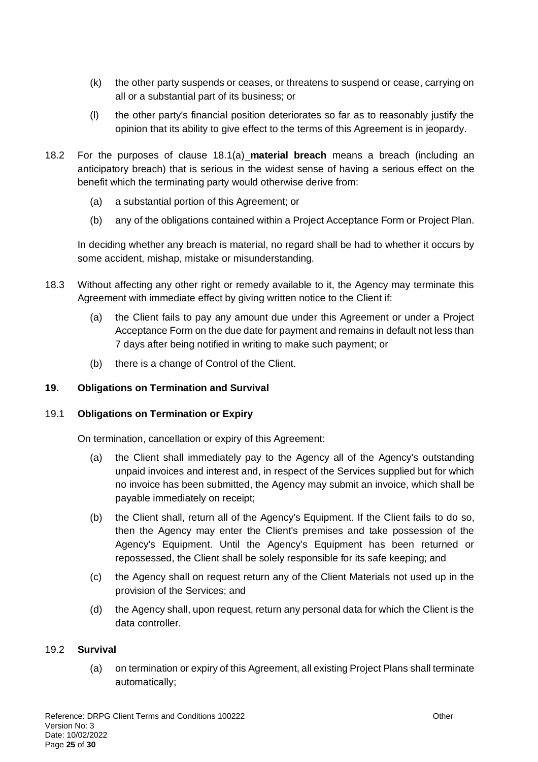(k) the other party suspends or ceases, or threatens to suspend or cease, carrying on all or a substantial part of its business; or

(l) the other party's financial position deteriorates so far as to reasonably justify the opinion that its ability to give effect to the terms of this Agreement is in jeopardy.

18.2 For the purposes of clause 18.1(a) **material breach** means a breach (including an anticipatory breach) that is serious in the widest sense of having a serious effect on the benefit which the terminating party would otherwise derive from:

(a) a substantial portion of this Agreement; or

(b) any of the obligations contained within a Project Acceptance Form or Project Plan.

In deciding whether any breach is material, no regard shall be had to whether it occurs by some accident, mishap, mistake or misunderstanding.

18.3 Without affecting any other right or remedy available to it, the Agency may terminate this Agreement with immediate effect by giving written notice to the Client if:

(a) the Client fails to pay any amount due under this Agreement or under a Project Acceptance Form on the due date for payment and remains in default not less than 7 days after being notified in writing to make such payment; or

(b) there is a change of Control of the Client.

**19. Obligations on Termination and Survival**

19.1 **Obligations on Termination or Expiry**

On termination, cancellation or expiry of this Agreement:

(a) the Client shall immediately pay to the Agency all of the Agency's outstanding unpaid invoices and interest and, in respect of the Services supplied but for which no invoice has been submitted, the Agency may submit an invoice, which shall be payable immediately on receipt;

(b) the Client shall, return all of the Agency's Equipment. If the Client fails to do so, then the Agency may enter the Client's premises and take possession of the Agency's Equipment. Until the Agency's Equipment has been returned or repossessed, the Client shall be solely responsible for its safe keeping; and

(c) the Agency shall on request return any of the Client Materials not used up in the provision of the Services; and

(d) the Agency shall, upon request, return any personal data for which the Client is the data controller.

19.2 **Survival**

(a) on termination or expiry of this Agreement, all existing Project Plans shall terminate automatically;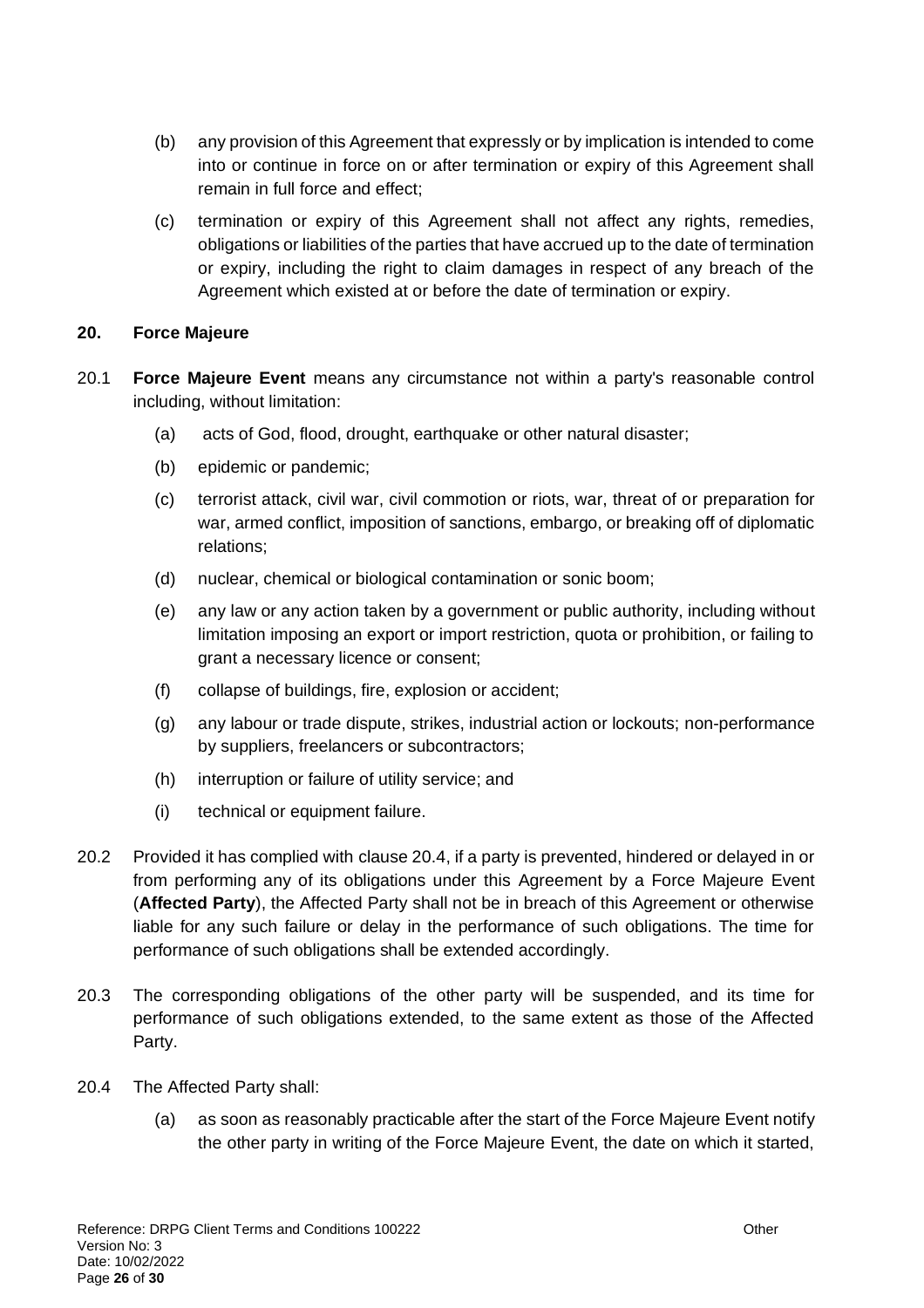(b) any provision of this Agreement that expressly or by implication is intended to come into or continue in force on or after termination or expiry of this Agreement shall remain in full force and effect;

(c) termination or expiry of this Agreement shall not affect any rights, remedies, obligations or liabilities of the parties that have accrued up to the date of termination or expiry, including the right to claim damages in respect of any breach of the Agreement which existed at or before the date of termination or expiry.

## 20. Force Majeure

20.1 **Force Majeure Event** means any circumstance not within a party's reasonable control including, without limitation:

(a) acts of God, flood, drought, earthquake or other natural disaster;

(b) epidemic or pandemic;

(c) terrorist attack, civil war, civil commotion or riots, war, threat of or preparation for war, armed conflict, imposition of sanctions, embargo, or breaking off of diplomatic relations;

(d) nuclear, chemical or biological contamination or sonic boom;

(e) any law or any action taken by a government or public authority, including without limitation imposing an export or import restriction, quota or prohibition, or failing to grant a necessary licence or consent;

(f) collapse of buildings, fire, explosion or accident;

(g) any labour or trade dispute, strikes, industrial action or lockouts; non-performance by suppliers, freelancers or subcontractors;

(h) interruption or failure of utility service; and

(i) technical or equipment failure.

20.2 Provided it has complied with clause 20.4, if a party is prevented, hindered or delayed in or from performing any of its obligations under this Agreement by a Force Majeure Event (**Affected Party**), the Affected Party shall not be in breach of this Agreement or otherwise liable for any such failure or delay in the performance of such obligations. The time for performance of such obligations shall be extended accordingly.

20.3 The corresponding obligations of the other party will be suspended, and its time for performance of such obligations extended, to the same extent as those of the Affected Party.

20.4 The Affected Party shall:

(a) as soon as reasonably practicable after the start of the Force Majeure Event notify the other party in writing of the Force Majeure Event, the date on which it started,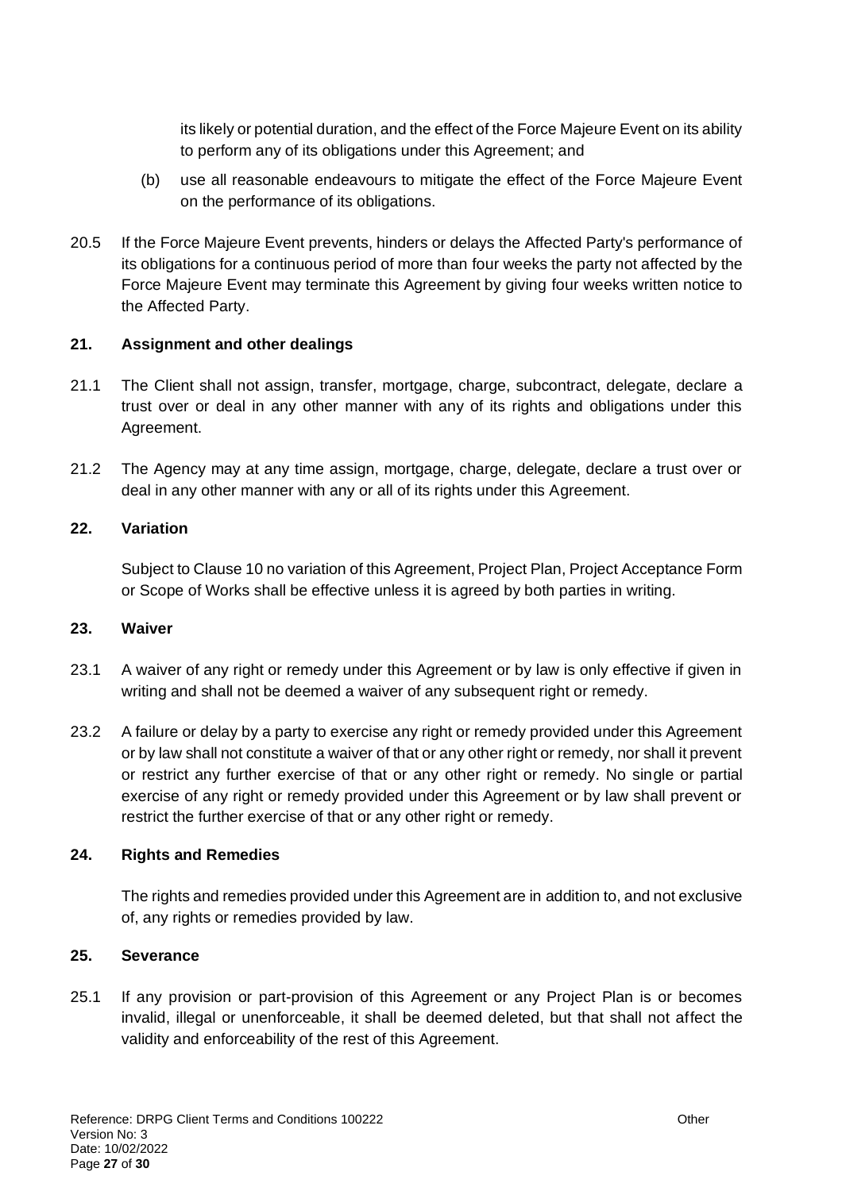its likely or potential duration, and the effect of the Force Majeure Event on its ability to perform any of its obligations under this Agreement; and

(b) use all reasonable endeavours to mitigate the effect of the Force Majeure Event on the performance of its obligations.

20.5 If the Force Majeure Event prevents, hinders or delays the Affected Party's performance of its obligations for a continuous period of more than four weeks the party not affected by the Force Majeure Event may terminate this Agreement by giving four weeks written notice to the Affected Party.

**21. Assignment and other dealings**

21.1 The Client shall not assign, transfer, mortgage, charge, subcontract, delegate, declare a trust over or deal in any other manner with any of its rights and obligations under this Agreement.

21.2 The Agency may at any time assign, mortgage, charge, delegate, declare a trust over or deal in any other manner with any or all of its rights under this Agreement.

**22. Variation**

Subject to Clause 10 no variation of this Agreement, Project Plan, Project Acceptance Form or Scope of Works shall be effective unless it is agreed by both parties in writing.

**23. Waiver**

23.1 A waiver of any right or remedy under this Agreement or by law is only effective if given in writing and shall not be deemed a waiver of any subsequent right or remedy.

23.2 A failure or delay by a party to exercise any right or remedy provided under this Agreement or by law shall not constitute a waiver of that or any other right or remedy, nor shall it prevent or restrict any further exercise of that or any other right or remedy. No single or partial exercise of any right or remedy provided under this Agreement or by law shall prevent or restrict the further exercise of that or any other right or remedy.

**24. Rights and Remedies**

The rights and remedies provided under this Agreement are in addition to, and not exclusive of, any rights or remedies provided by law.

**25. Severance**

25.1 If any provision or part-provision of this Agreement or any Project Plan is or becomes invalid, illegal or unenforceable, it shall be deemed deleted, but that shall not affect the validity and enforceability of the rest of this Agreement.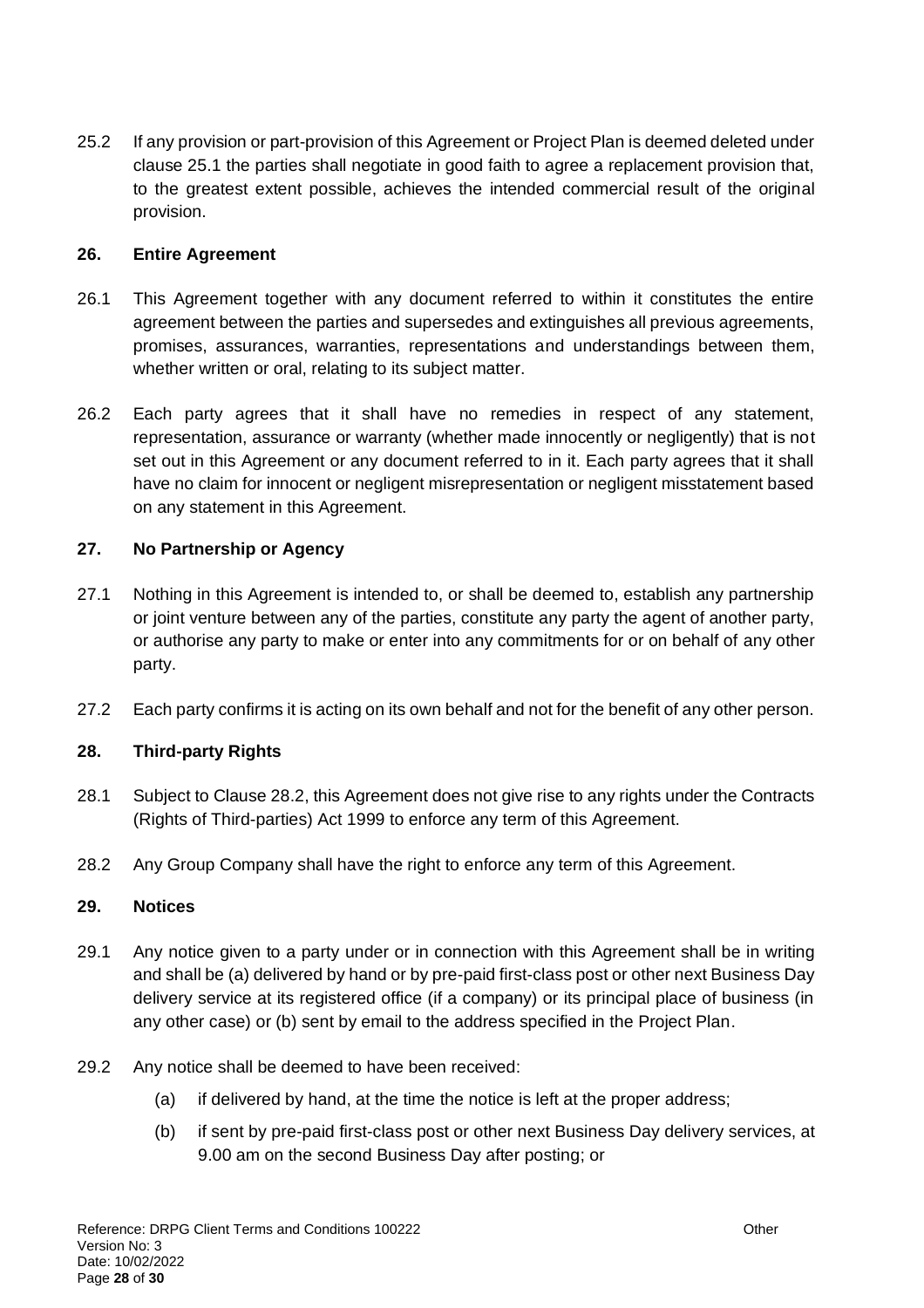25.2 If any provision or part-provision of this Agreement or Project Plan is deemed deleted under clause 25.1 the parties shall negotiate in good faith to agree a replacement provision that, to the greatest extent possible, achieves the intended commercial result of the original provision.

### 26. Entire Agreement

26.1 This Agreement together with any document referred to within it constitutes the entire agreement between the parties and supersedes and extinguishes all previous agreements, promises, assurances, warranties, representations and understandings between them, whether written or oral, relating to its subject matter.

26.2 Each party agrees that it shall have no remedies in respect of any statement, representation, assurance or warranty (whether made innocently or negligently) that is not set out in this Agreement or any document referred to in it. Each party agrees that it shall have no claim for innocent or negligent misrepresentation or negligent misstatement based on any statement in this Agreement.

### 27. No Partnership or Agency

27.1 Nothing in this Agreement is intended to, or shall be deemed to, establish any partnership or joint venture between any of the parties, constitute any party the agent of another party, or authorise any party to make or enter into any commitments for or on behalf of any other party.

27.2 Each party confirms it is acting on its own behalf and not for the benefit of any other person.

### 28. Third-party Rights

28.1 Subject to Clause 28.2, this Agreement does not give rise to any rights under the Contracts (Rights of Third-parties) Act 1999 to enforce any term of this Agreement.

28.2 Any Group Company shall have the right to enforce any term of this Agreement.

### 29. Notices

29.1 Any notice given to a party under or in connection with this Agreement shall be in writing and shall be (a) delivered by hand or by pre-paid first-class post or other next Business Day delivery service at its registered office (if a company) or its principal place of business (in any other case) or (b) sent by email to the address specified in the Project Plan.

29.2 Any notice shall be deemed to have been received:

(a) if delivered by hand, at the time the notice is left at the proper address;

(b) if sent by pre-paid first-class post or other next Business Day delivery services, at 9.00 am on the second Business Day after posting; or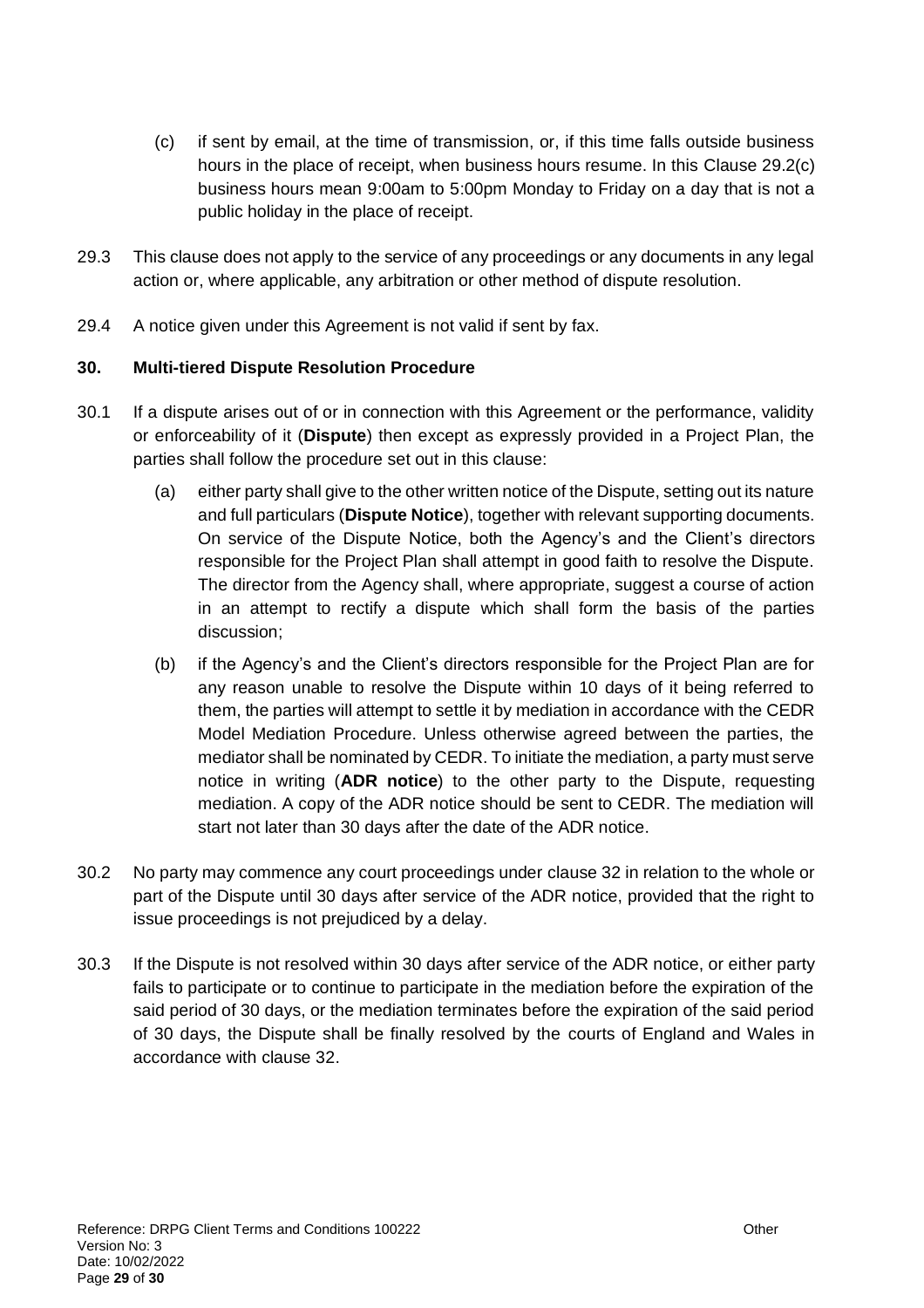(c) if sent by email, at the time of transmission, or, if this time falls outside business hours in the place of receipt, when business hours resume. In this Clause 29.2(c) business hours mean 9:00am to 5:00pm Monday to Friday on a day that is not a public holiday in the place of receipt.

29.3 This clause does not apply to the service of any proceedings or any documents in any legal action or, where applicable, any arbitration or other method of dispute resolution.

29.4 A notice given under this Agreement is not valid if sent by fax.

**30. Multi-tiered Dispute Resolution Procedure**

30.1 If a dispute arises out of or in connection with this Agreement or the performance, validity or enforceability of it (**Dispute**) then except as expressly provided in a Project Plan, the parties shall follow the procedure set out in this clause:

(a) either party shall give to the other written notice of the Dispute, setting out its nature and full particulars (**Dispute Notice**), together with relevant supporting documents. On service of the Dispute Notice, both the Agency's and the Client's directors responsible for the Project Plan shall attempt in good faith to resolve the Dispute. The director from the Agency shall, where appropriate, suggest a course of action in an attempt to rectify a dispute which shall form the basis of the parties discussion;

(b) if the Agency's and the Client's directors responsible for the Project Plan are for any reason unable to resolve the Dispute within 10 days of it being referred to them, the parties will attempt to settle it by mediation in accordance with the CEDR Model Mediation Procedure. Unless otherwise agreed between the parties, the mediator shall be nominated by CEDR. To initiate the mediation, a party must serve notice in writing (**ADR notice**) to the other party to the Dispute, requesting mediation. A copy of the ADR notice should be sent to CEDR. The mediation will start not later than 30 days after the date of the ADR notice.

30.2 No party may commence any court proceedings under clause 32 in relation to the whole or part of the Dispute until 30 days after service of the ADR notice, provided that the right to issue proceedings is not prejudiced by a delay.

30.3 If the Dispute is not resolved within 30 days after service of the ADR notice, or either party fails to participate or to continue to participate in the mediation before the expiration of the said period of 30 days, or the mediation terminates before the expiration of the said period of 30 days, the Dispute shall be finally resolved by the courts of England and Wales in accordance with clause 32.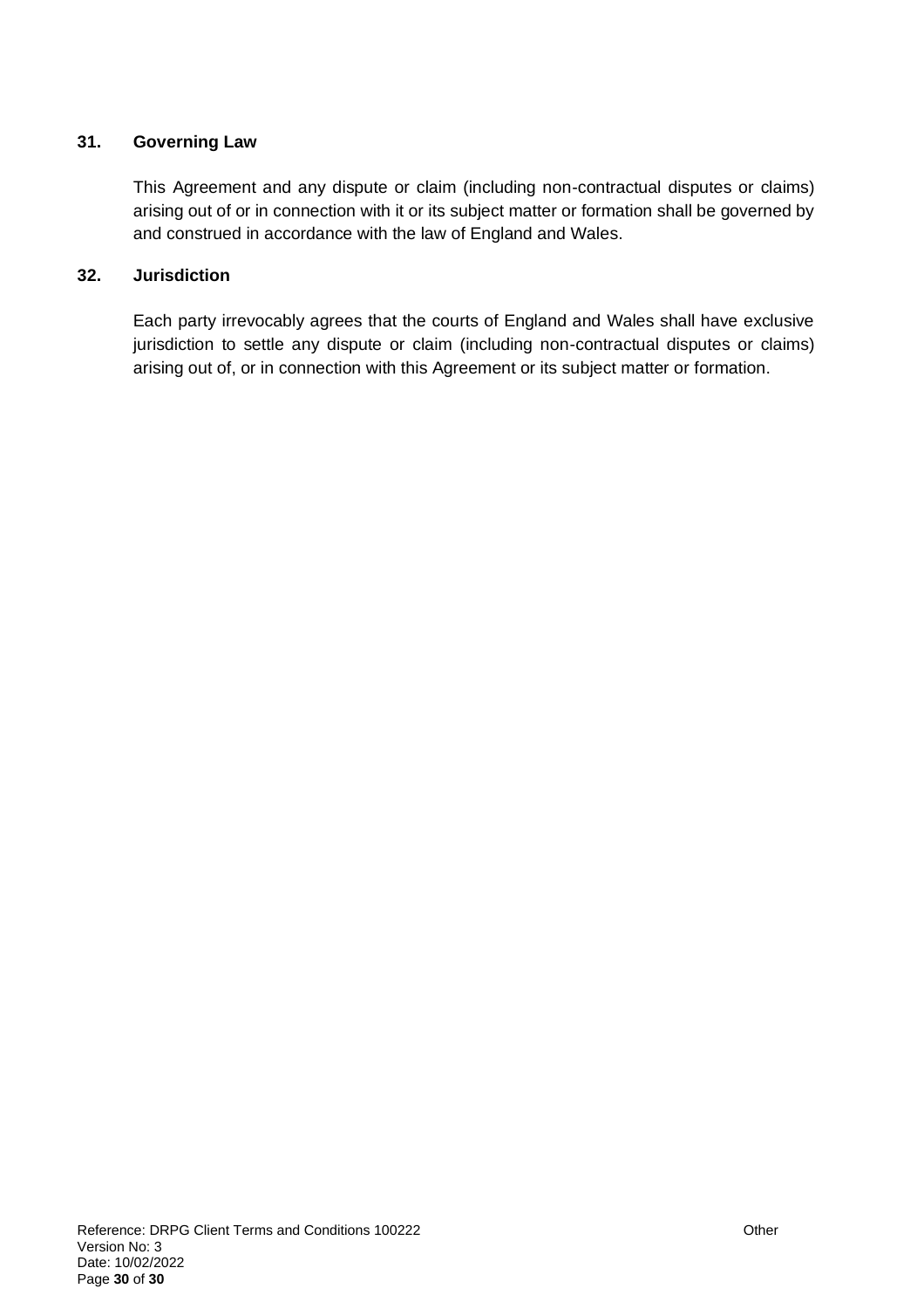### 31. Governing Law

This Agreement and any dispute or claim (including non-contractual disputes or claims) arising out of or in connection with it or its subject matter or formation shall be governed by and construed in accordance with the law of England and Wales.

### 32. Jurisdiction

Each party irrevocably agrees that the courts of England and Wales shall have exclusive jurisdiction to settle any dispute or claim (including non-contractual disputes or claims) arising out of, or in connection with this Agreement or its subject matter or formation.